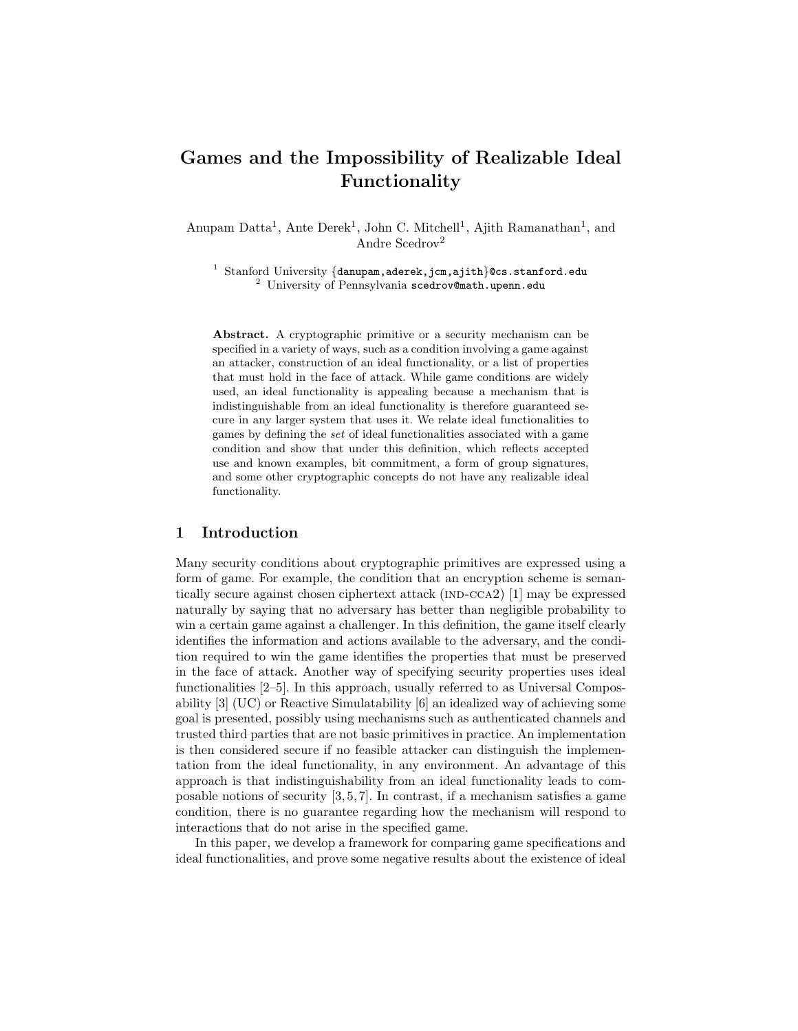# Games and the Impossibility of Realizable Ideal Functionality

Anupam Datta[1], Ante Derek[1], John C. Mitchell[1], Ajith Ramanathan[1], and Andre Scedrov[2]

[1] Stanford University {danupam,aderek,jcm,ajith}@cs.stanford.edu
[2] University of Pennsylvania scedrov@math.upenn.edu

**Abstract.** A cryptographic primitive or a security mechanism can be specified in a variety of ways, such as a condition involving a game against an attacker, construction of an ideal functionality, or a list of properties that must hold in the face of attack. While game conditions are widely used, an ideal functionality is appealing because a mechanism that is indistinguishable from an ideal functionality is therefore guaranteed secure in any larger system that uses it. We relate ideal functionalities to games by defining the *set* of ideal functionalities associated with a game condition and show that under this definition, which reflects accepted use and known examples, bit commitment, a form of group signatures, and some other cryptographic concepts do not have any realizable ideal functionality.

## 1 Introduction

Many security conditions about cryptographic primitives are expressed using a form of game. For example, the condition that an encryption scheme is semantically secure against chosen ciphertext attack (IND-CCA2) [1] may be expressed naturally by saying that no adversary has better than negligible probability to win a certain game against a challenger. In this definition, the game itself clearly identifies the information and actions available to the adversary, and the condition required to win the game identifies the properties that must be preserved in the face of attack. Another way of specifying security properties uses ideal functionalities [2–5]. In this approach, usually referred to as Universal Composability [3] (UC) or Reactive Simulatability [6] an idealized way of achieving some goal is presented, possibly using mechanisms such as authenticated channels and trusted third parties that are not basic primitives in practice. An implementation is then considered secure if no feasible attacker can distinguish the implementation from the ideal functionality, in any environment. An advantage of this approach is that indistinguishability from an ideal functionality leads to composable notions of security [3, 5, 7]. In contrast, if a mechanism satisfies a game condition, there is no guarantee regarding how the mechanism will respond to interactions that do not arise in the specified game.

In this paper, we develop a framework for comparing game specifications and ideal functionalities, and prove some negative results about the existence of ideal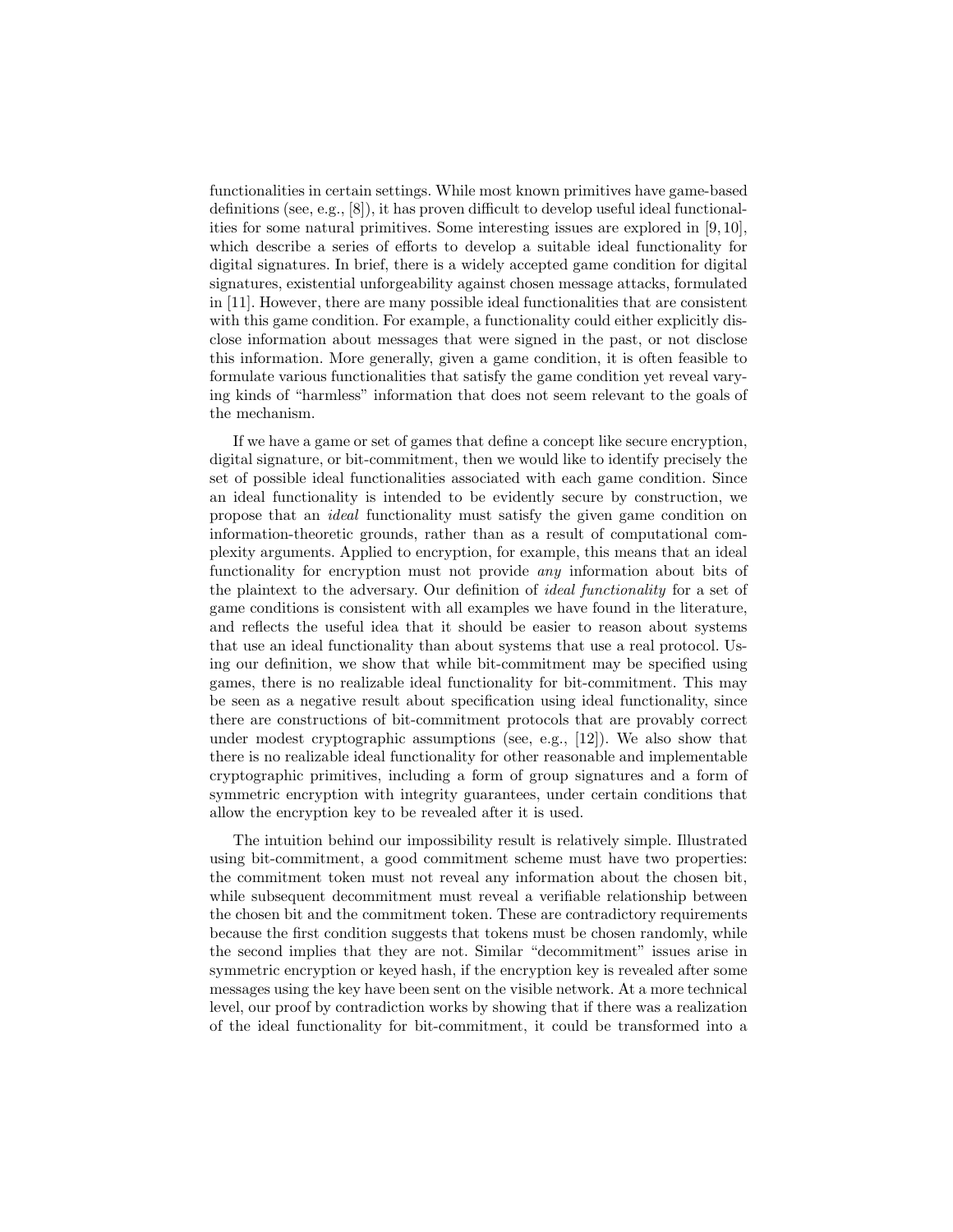functionalities in certain settings. While most known primitives have game-based definitions (see, e.g., [8]), it has proven difficult to develop useful ideal functionalities for some natural primitives. Some interesting issues are explored in [9, 10], which describe a series of efforts to develop a suitable ideal functionality for digital signatures. In brief, there is a widely accepted game condition for digital signatures, existential unforgeability against chosen message attacks, formulated in [11]. However, there are many possible ideal functionalities that are consistent with this game condition. For example, a functionality could either explicitly disclose information about messages that were signed in the past, or not disclose this information. More generally, given a game condition, it is often feasible to formulate various functionalities that satisfy the game condition yet reveal varying kinds of "harmless" information that does not seem relevant to the goals of the mechanism.

If we have a game or set of games that define a concept like secure encryption, digital signature, or bit-commitment, then we would like to identify precisely the set of possible ideal functionalities associated with each game condition. Since an ideal functionality is intended to be evidently secure by construction, we propose that an *ideal* functionality must satisfy the given game condition on information-theoretic grounds, rather than as a result of computational complexity arguments. Applied to encryption, for example, this means that an ideal functionality for encryption must not provide *any* information about bits of the plaintext to the adversary. Our definition of *ideal functionality* for a set of game conditions is consistent with all examples we have found in the literature, and reflects the useful idea that it should be easier to reason about systems that use an ideal functionality than about systems that use a real protocol. Using our definition, we show that while bit-commitment may be specified using games, there is no realizable ideal functionality for bit-commitment. This may be seen as a negative result about specification using ideal functionality, since there are constructions of bit-commitment protocols that are provably correct under modest cryptographic assumptions (see, e.g., [12]). We also show that there is no realizable ideal functionality for other reasonable and implementable cryptographic primitives, including a form of group signatures and a form of symmetric encryption with integrity guarantees, under certain conditions that allow the encryption key to be revealed after it is used.

The intuition behind our impossibility result is relatively simple. Illustrated using bit-commitment, a good commitment scheme must have two properties: the commitment token must not reveal any information about the chosen bit, while subsequent decommitment must reveal a verifiable relationship between the chosen bit and the commitment token. These are contradictory requirements because the first condition suggests that tokens must be chosen randomly, while the second implies that they are not. Similar "decommitment" issues arise in symmetric encryption or keyed hash, if the encryption key is revealed after some messages using the key have been sent on the visible network. At a more technical level, our proof by contradiction works by showing that if there was a realization of the ideal functionality for bit-commitment, it could be transformed into a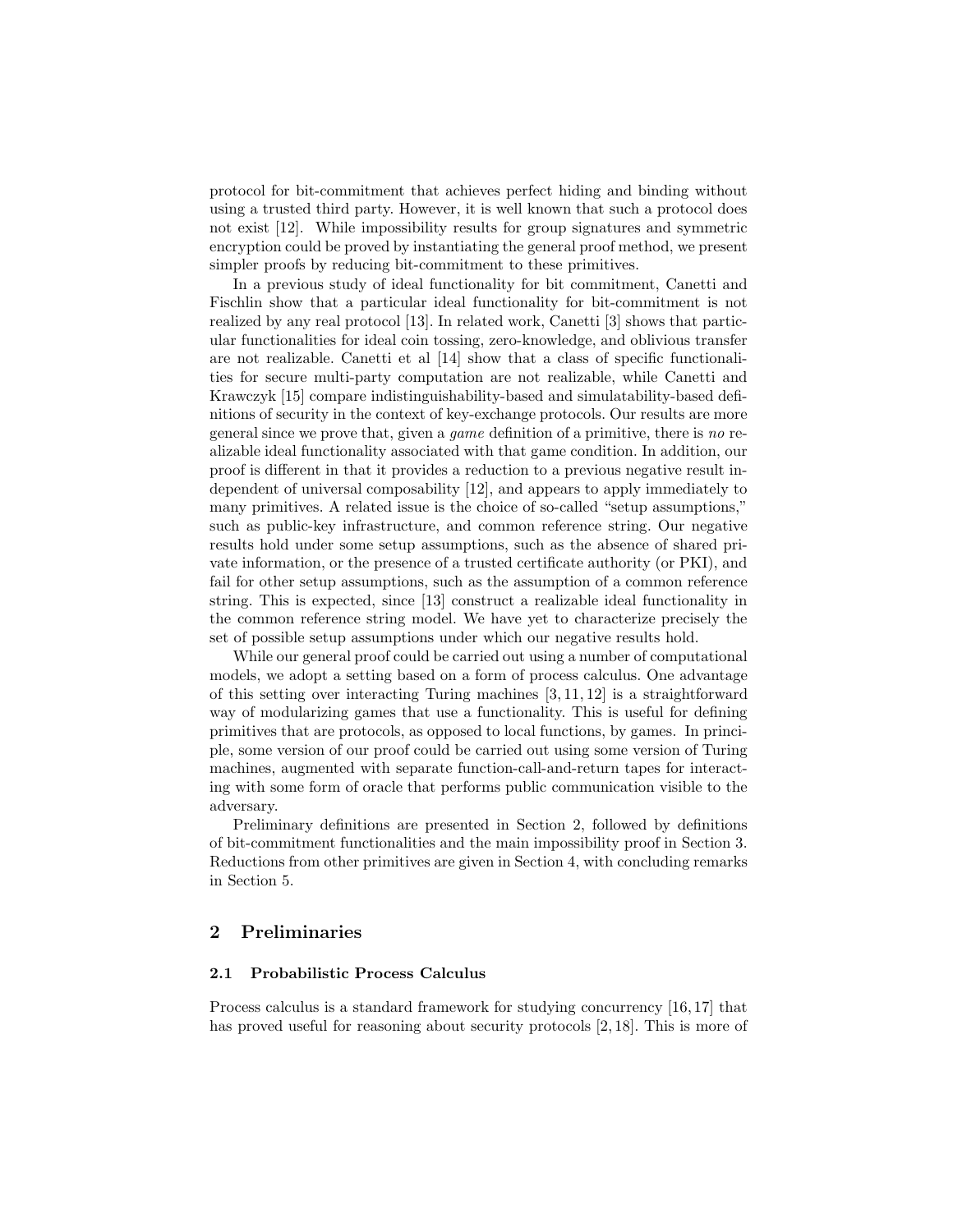protocol for bit-commitment that achieves perfect hiding and binding without using a trusted third party. However, it is well known that such a protocol does not exist [12]. While impossibility results for group signatures and symmetric encryption could be proved by instantiating the general proof method, we present simpler proofs by reducing bit-commitment to these primitives.

In a previous study of ideal functionality for bit commitment, Canetti and Fischlin show that a particular ideal functionality for bit-commitment is not realized by any real protocol [13]. In related work, Canetti [3] shows that particular functionalities for ideal coin tossing, zero-knowledge, and oblivious transfer are not realizable. Canetti et al [14] show that a class of specific functionalities for secure multi-party computation are not realizable, while Canetti and Krawczyk [15] compare indistinguishability-based and simulatability-based definitions of security in the context of key-exchange protocols. Our results are more general since we prove that, given a *game* definition of a primitive, there is *no* realizable ideal functionality associated with that game condition. In addition, our proof is different in that it provides a reduction to a previous negative result independent of universal composability [12], and appears to apply immediately to many primitives. A related issue is the choice of so-called "setup assumptions," such as public-key infrastructure, and common reference string. Our negative results hold under some setup assumptions, such as the absence of shared private information, or the presence of a trusted certificate authority (or PKI), and fail for other setup assumptions, such as the assumption of a common reference string. This is expected, since [13] construct a realizable ideal functionality in the common reference string model. We have yet to characterize precisely the set of possible setup assumptions under which our negative results hold.

While our general proof could be carried out using a number of computational models, we adopt a setting based on a form of process calculus. One advantage of this setting over interacting Turing machines [3, 11, 12] is a straightforward way of modularizing games that use a functionality. This is useful for defining primitives that are protocols, as opposed to local functions, by games. In principle, some version of our proof could be carried out using some version of Turing machines, augmented with separate function-call-and-return tapes for interacting with some form of oracle that performs public communication visible to the adversary.

Preliminary definitions are presented in Section 2, followed by definitions of bit-commitment functionalities and the main impossibility proof in Section 3. Reductions from other primitives are given in Section 4, with concluding remarks in Section 5.

## 2 Preliminaries

### 2.1 Probabilistic Process Calculus

Process calculus is a standard framework for studying concurrency [16, 17] that has proved useful for reasoning about security protocols [2, 18]. This is more of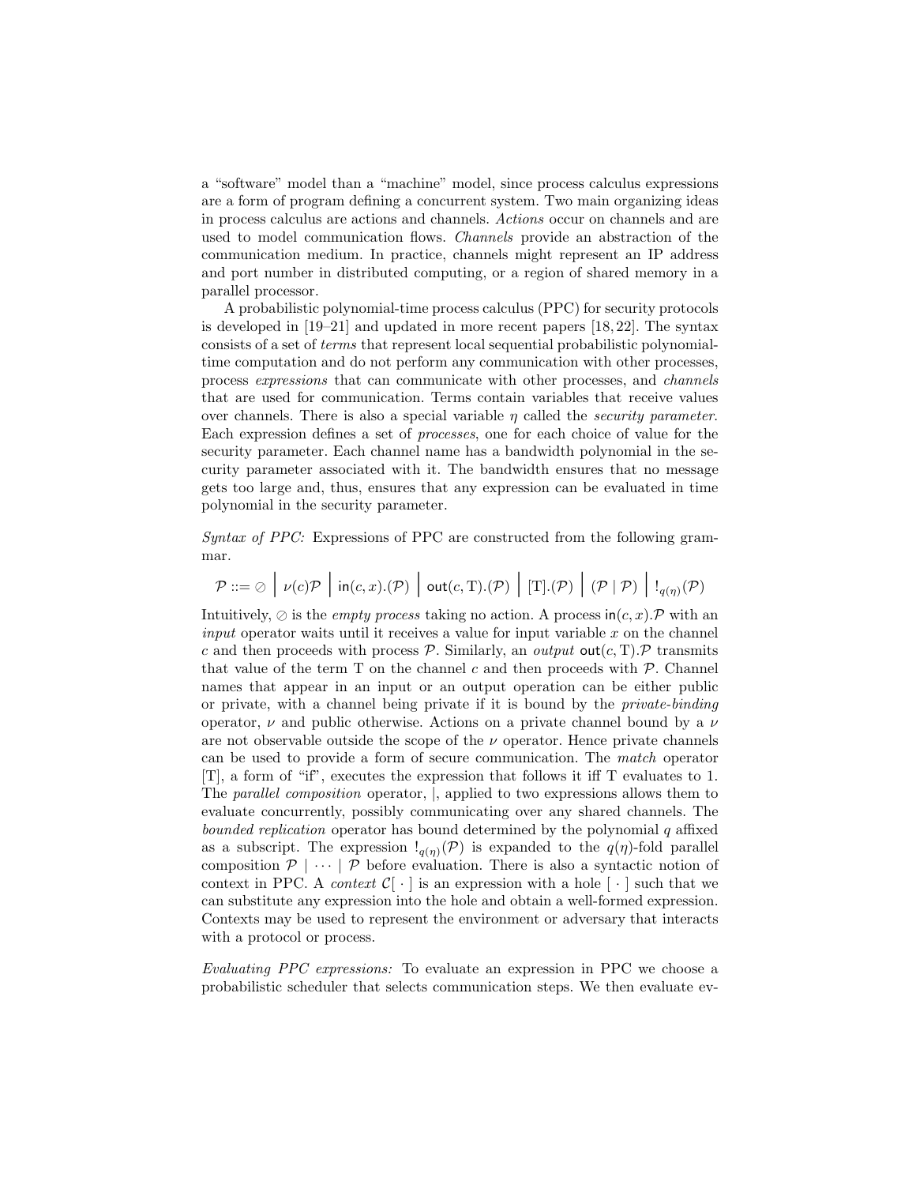a "software" model than a "machine" model, since process calculus expressions are a form of program defining a concurrent system. Two main organizing ideas in process calculus are actions and channels. *Actions* occur on channels and are used to model communication flows. *Channels* provide an abstraction of the communication medium. In practice, channels might represent an IP address and port number in distributed computing, or a region of shared memory in a parallel processor.

A probabilistic polynomial-time process calculus (PPC) for security protocols is developed in [19–21] and updated in more recent papers [18, 22]. The syntax consists of a set of *terms* that represent local sequential probabilistic polynomial-time computation and do not perform any communication with other processes, process *expressions* that can communicate with other processes, and *channels* that are used for communication. Terms contain variables that receive values over channels. There is also a special variable $\eta$ called the *security parameter*. Each expression defines a set of *processes*, one for each choice of value for the security parameter. Each channel name has a bandwidth polynomial in the security parameter associated with it. The bandwidth ensures that no message gets too large and, thus, ensures that any expression can be evaluated in time polynomial in the security parameter.

*Syntax of PPC:* Expressions of PPC are constructed from the following grammar.

$$\mathcal{P} ::= \oslash \;\Big|\; \nu(c)\mathcal{P} \;\Big|\; \mathsf{in}(c, x).(\mathcal{P}) \;\Big|\; \mathsf{out}(c, \mathrm{T}).(\mathcal{P}) \;\Big|\; [\mathrm{T}].(\mathcal{P}) \;\Big|\; (\mathcal{P} \mid \mathcal{P}) \;\Big|\; !_{q(\eta)}(\mathcal{P})$$

Intuitively, $\oslash$ is the *empty process* taking no action. A process $\mathsf{in}(c, x).\mathcal{P}$ with an *input* operator waits until it receives a value for input variable $x$ on the channel $c$ and then proceeds with process $\mathcal{P}$. Similarly, an *output* $\mathsf{out}(c, \mathrm{T}).\mathcal{P}$ transmits that value of the term T on the channel $c$ and then proceeds with $\mathcal{P}$. Channel names that appear in an input or an output operation can be either public or private, with a channel being private if it is bound by the *private-binding* operator, $\nu$ and public otherwise. Actions on a private channel bound by a $\nu$ are not observable outside the scope of the $\nu$ operator. Hence private channels can be used to provide a form of secure communication. The *match* operator [T], a form of "if", executes the expression that follows it iff T evaluates to 1. The *parallel composition* operator, |, applied to two expressions allows them to evaluate concurrently, possibly communicating over any shared channels. The *bounded replication* operator has bound determined by the polynomial $q$ affixed as a subscript. The expression $!_{q(\eta)}(\mathcal{P})$ is expanded to the $q(\eta)$-fold parallel composition $\mathcal{P} \mid \cdots \mid \mathcal{P}$ before evaluation. There is also a syntactic notion of context in PPC. A *context* $\mathcal{C}[\,\cdot\,]$ is an expression with a hole $[\,\cdot\,]$ such that we can substitute any expression into the hole and obtain a well-formed expression. Contexts may be used to represent the environment or adversary that interacts with a protocol or process.

*Evaluating PPC expressions:* To evaluate an expression in PPC we choose a probabilistic scheduler that selects communication steps. We then evaluate ev-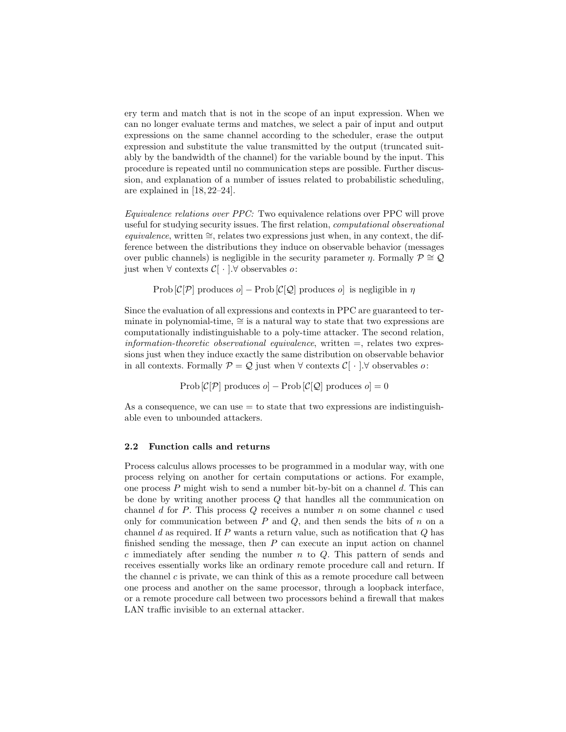ery term and match that is not in the scope of an input expression. When we can no longer evaluate terms and matches, we select a pair of input and output expressions on the same channel according to the scheduler, erase the output expression and substitute the value transmitted by the output (truncated suitably by the bandwidth of the channel) for the variable bound by the input. This procedure is repeated until no communication steps are possible. Further discussion, and explanation of a number of issues related to probabilistic scheduling, are explained in [18, 22–24].

*Equivalence relations over PPC:* Two equivalence relations over PPC will prove useful for studying security issues. The first relation, *computational observational equivalence*, written $\cong$, relates two expressions just when, in any context, the difference between the distributions they induce on observable behavior (messages over public channels) is negligible in the security parameter $\eta$. Formally $\mathcal{P} \cong \mathcal{Q}$ just when $\forall$ contexts $\mathcal{C}[\,\cdot\,]$.$\forall$ observables $o$:

$$\text{Prob}\left[\mathcal{C}[\mathcal{P}] \text{ produces } o\right] - \text{Prob}\left[\mathcal{C}[\mathcal{Q}] \text{ produces } o\right] \text{ is negligible in } \eta$$

Since the evaluation of all expressions and contexts in PPC are guaranteed to terminate in polynomial-time, $\cong$ is a natural way to state that two expressions are computationally indistinguishable to a poly-time attacker. The second relation, *information-theoretic observational equivalence*, written $=$, relates two expressions just when they induce exactly the same distribution on observable behavior in all contexts. Formally $\mathcal{P} = \mathcal{Q}$ just when $\forall$ contexts $\mathcal{C}[\,\cdot\,]$.$\forall$ observables $o$:

$$\text{Prob}\left[\mathcal{C}[\mathcal{P}] \text{ produces } o\right] - \text{Prob}\left[\mathcal{C}[\mathcal{Q}] \text{ produces } o\right] = 0$$

As a consequence, we can use $=$ to state that two expressions are indistinguishable even to unbounded attackers.

### 2.2 Function calls and returns

Process calculus allows processes to be programmed in a modular way, with one process relying on another for certain computations or actions. For example, one process $P$ might wish to send a number bit-by-bit on a channel $d$. This can be done by writing another process $Q$ that handles all the communication on channel $d$ for $P$. This process $Q$ receives a number $n$ on some channel $c$ used only for communication between $P$ and $Q$, and then sends the bits of $n$ on a channel $d$ as required. If $P$ wants a return value, such as notification that $Q$ has finished sending the message, then $P$ can execute an input action on channel $c$ immediately after sending the number $n$ to $Q$. This pattern of sends and receives essentially works like an ordinary remote procedure call and return. If the channel $c$ is private, we can think of this as a remote procedure call between one process and another on the same processor, through a loopback interface, or a remote procedure call between two processors behind a firewall that makes LAN traffic invisible to an external attacker.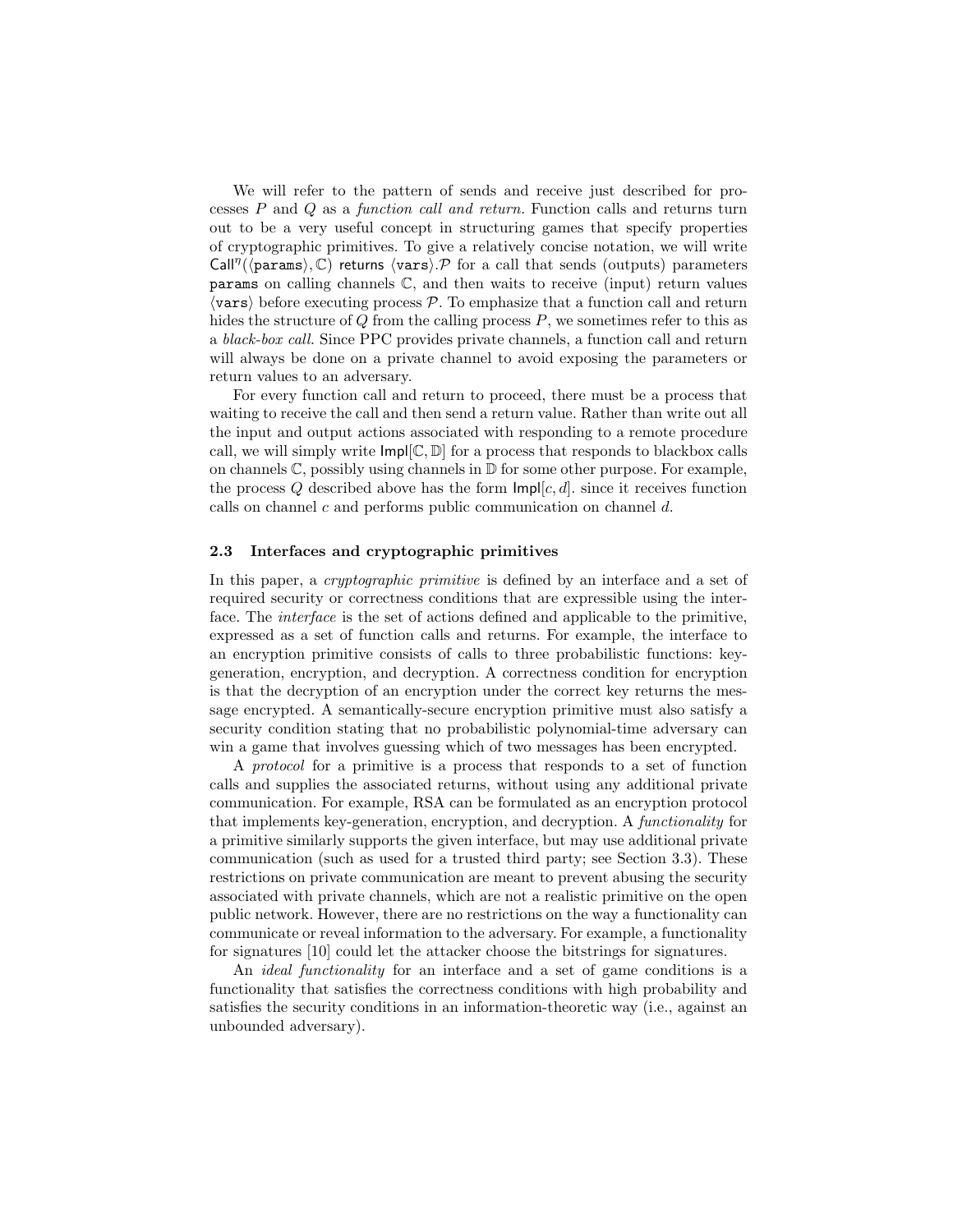We will refer to the pattern of sends and receive just described for processes $P$ and $Q$ as a *function call and return.* Function calls and returns turn out to be a very useful concept in structuring games that specify properties of cryptographic primitives. To give a relatively concise notation, we will write $\mathsf{Call}^{\eta}(\langle \mathtt{params} \rangle, \mathbb{C})$ $\mathsf{returns}$ $\langle \mathtt{vars} \rangle.\mathcal{P}$ for a call that sends (outputs) parameters $\mathtt{params}$ on calling channels $\mathbb{C}$, and then waits to receive (input) return values $\langle \mathtt{vars} \rangle$ before executing process $\mathcal{P}$. To emphasize that a function call and return hides the structure of $Q$ from the calling process $P$, we sometimes refer to this as a *black-box call.* Since PPC provides private channels, a function call and return will always be done on a private channel to avoid exposing the parameters or return values to an adversary.

For every function call and return to proceed, there must be a process that waiting to receive the call and then send a return value. Rather than write out all the input and output actions associated with responding to a remote procedure call, we will simply write $\mathsf{Impl}[\mathbb{C}, \mathbb{D}]$ for a process that responds to blackbox calls on channels $\mathbb{C}$, possibly using channels in $\mathbb{D}$ for some other purpose. For example, the process $Q$ described above has the form $\mathsf{Impl}[c, d]$. since it receives function calls on channel $c$ and performs public communication on channel $d$.

### 2.3 Interfaces and cryptographic primitives

In this paper, a *cryptographic primitive* is defined by an interface and a set of required security or correctness conditions that are expressible using the interface. The *interface* is the set of actions defined and applicable to the primitive, expressed as a set of function calls and returns. For example, the interface to an encryption primitive consists of calls to three probabilistic functions: key-generation, encryption, and decryption. A correctness condition for encryption is that the decryption of an encryption under the correct key returns the message encrypted. A semantically-secure encryption primitive must also satisfy a security condition stating that no probabilistic polynomial-time adversary can win a game that involves guessing which of two messages has been encrypted.

A *protocol* for a primitive is a process that responds to a set of function calls and supplies the associated returns, without using any additional private communication. For example, RSA can be formulated as an encryption protocol that implements key-generation, encryption, and decryption. A *functionality* for a primitive similarly supports the given interface, but may use additional private communication (such as used for a trusted third party; see Section 3.3). These restrictions on private communication are meant to prevent abusing the security associated with private channels, which are not a realistic primitive on the open public network. However, there are no restrictions on the way a functionality can communicate or reveal information to the adversary. For example, a functionality for signatures [10] could let the attacker choose the bitstrings for signatures.

An *ideal functionality* for an interface and a set of game conditions is a functionality that satisfies the correctness conditions with high probability and satisfies the security conditions in an information-theoretic way (i.e., against an unbounded adversary).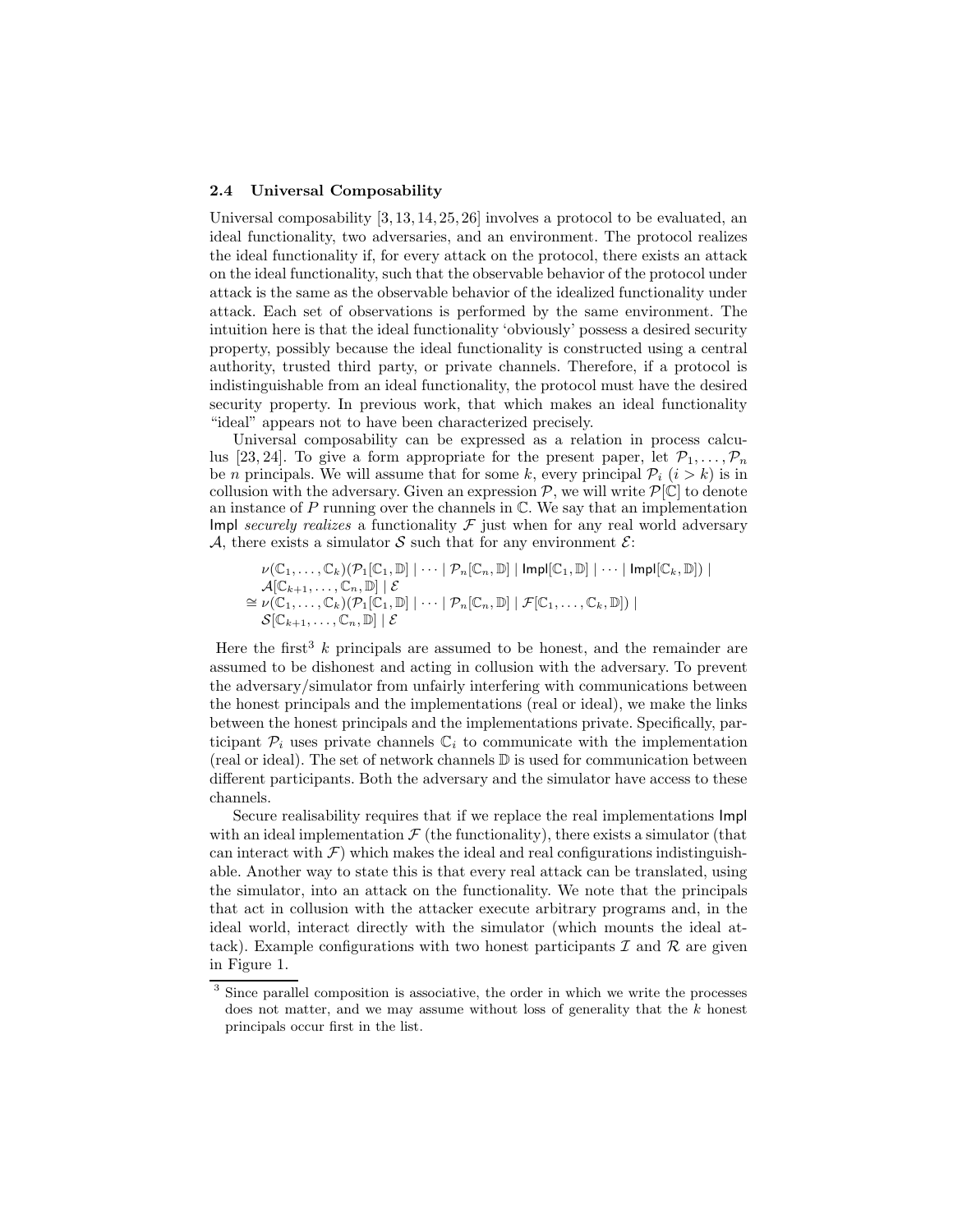### 2.4 Universal Composability

Universal composability [3, 13, 14, 25, 26] involves a protocol to be evaluated, an ideal functionality, two adversaries, and an environment. The protocol realizes the ideal functionality if, for every attack on the protocol, there exists an attack on the ideal functionality, such that the observable behavior of the protocol under attack is the same as the observable behavior of the idealized functionality under attack. Each set of observations is performed by the same environment. The intuition here is that the ideal functionality 'obviously' possess a desired security property, possibly because the ideal functionality is constructed using a central authority, trusted third party, or private channels. Therefore, if a protocol is indistinguishable from an ideal functionality, the protocol must have the desired security property. In previous work, that which makes an ideal functionality "ideal" appears not to have been characterized precisely.

Universal composability can be expressed as a relation in process calculus [23, 24]. To give a form appropriate for the present paper, let $\mathcal{P}_1, \ldots, \mathcal{P}_n$ be $n$ principals. We will assume that for some $k$, every principal $\mathcal{P}_i$ $(i > k)$ is in collusion with the adversary. Given an expression $\mathcal{P}$, we will write $\mathcal{P}[\mathbb{C}]$ to denote an instance of $P$ running over the channels in $\mathbb{C}$. We say that an implementation $\mathsf{Impl}$ *securely realizes* a functionality $\mathcal{F}$ just when for any real world adversary $\mathcal{A}$, there exists a simulator $\mathcal{S}$ such that for any environment $\mathcal{E}$:

$$
\begin{aligned}
&\nu(\mathbb{C}_1, \ldots, \mathbb{C}_k)(\mathcal{P}_1[\mathbb{C}_1, \mathbb{D}] \mid \cdots \mid \mathcal{P}_n[\mathbb{C}_n, \mathbb{D}] \mid \mathsf{Impl}[\mathbb{C}_1, \mathbb{D}] \mid \cdots \mid \mathsf{Impl}[\mathbb{C}_k, \mathbb{D}]) \mid \\
&\mathcal{A}[\mathbb{C}_{k+1}, \ldots, \mathbb{C}_n, \mathbb{D}] \mid \mathcal{E} \\
\cong\ &\nu(\mathbb{C}_1, \ldots, \mathbb{C}_k)(\mathcal{P}_1[\mathbb{C}_1, \mathbb{D}] \mid \cdots \mid \mathcal{P}_n[\mathbb{C}_n, \mathbb{D}] \mid \mathcal{F}[\mathbb{C}_1, \ldots, \mathbb{C}_k, \mathbb{D}]) \mid \\
&\mathcal{S}[\mathbb{C}_{k+1}, \ldots, \mathbb{C}_n, \mathbb{D}] \mid \mathcal{E}
\end{aligned}
$$

Here the first[3] $k$ principals are assumed to be honest, and the remainder are assumed to be dishonest and acting in collusion with the adversary. To prevent the adversary/simulator from unfairly interfering with communications between the honest principals and the implementations (real or ideal), we make the links between the honest principals and the implementations private. Specifically, participant $\mathcal{P}_i$ uses private channels $\mathbb{C}_i$ to communicate with the implementation (real or ideal). The set of network channels $\mathbb{D}$ is used for communication between different participants. Both the adversary and the simulator have access to these channels.

Secure realisability requires that if we replace the real implementations $\mathsf{Impl}$ with an ideal implementation $\mathcal{F}$ (the functionality), there exists a simulator (that can interact with $\mathcal{F}$) which makes the ideal and real configurations indistinguishable. Another way to state this is that every real attack can be translated, using the simulator, into an attack on the functionality. We note that the principals that act in collusion with the attacker execute arbitrary programs and, in the ideal world, interact directly with the simulator (which mounts the ideal attack). Example configurations with two honest participants $\mathcal{I}$ and $\mathcal{R}$ are given in Figure 1.

[3] Since parallel composition is associative, the order in which we write the processes does not matter, and we may assume without loss of generality that the $k$ honest principals occur first in the list.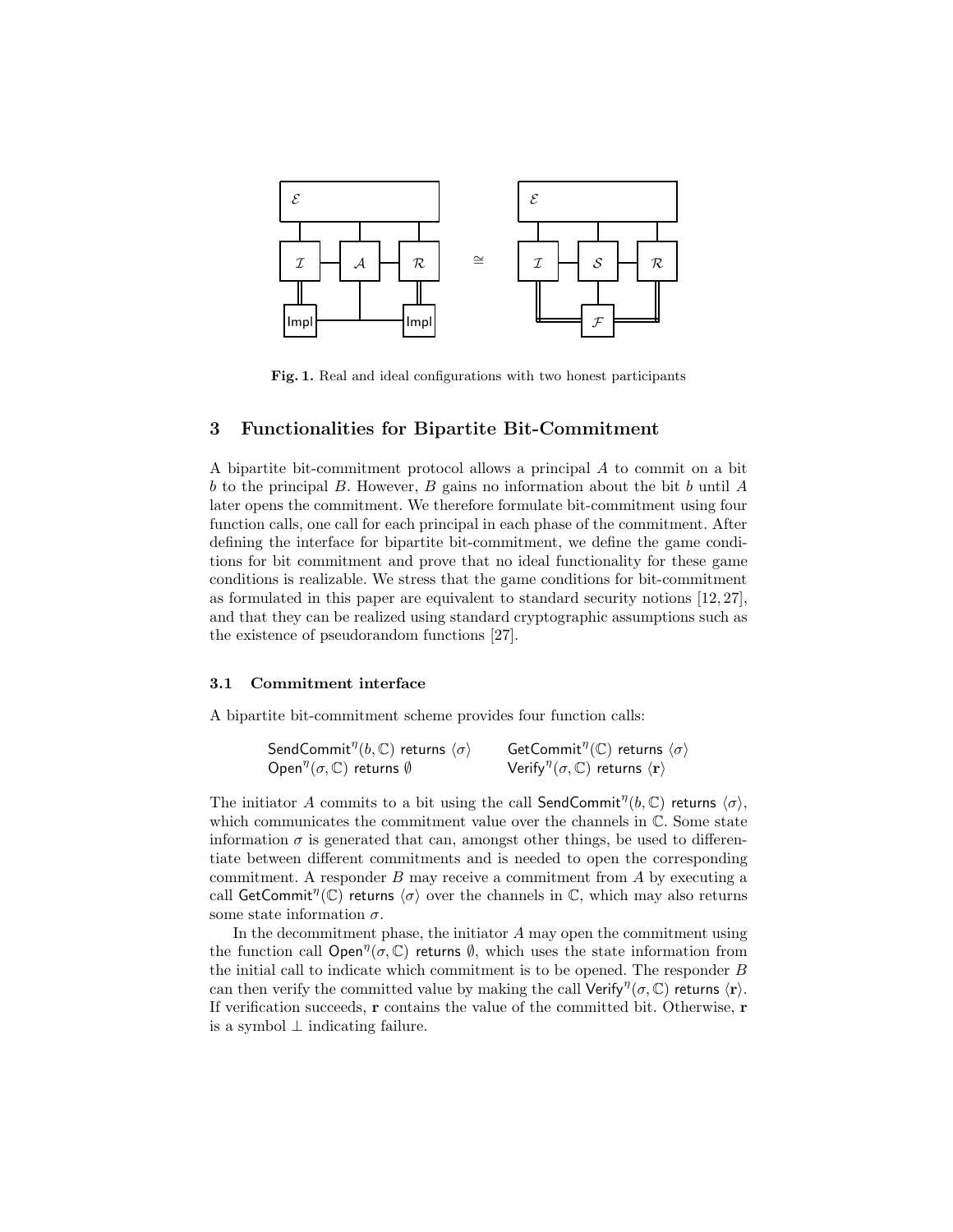**Fig. 1.** Real and ideal configurations with two honest participants

## 3 Functionalities for Bipartite Bit-Commitment

A bipartite bit-commitment protocol allows a principal $A$ to commit on a bit $b$ to the principal $B$. However, $B$ gains no information about the bit $b$ until $A$ later opens the commitment. We therefore formulate bit-commitment using four function calls, one call for each principal in each phase of the commitment. After defining the interface for bipartite bit-commitment, we define the game conditions for bit commitment and prove that no ideal functionality for these game conditions is realizable. We stress that the game conditions for bit-commitment as formulated in this paper are equivalent to standard security notions [12, 27], and that they can be realized using standard cryptographic assumptions such as the existence of pseudorandom functions [27].

### 3.1 Commitment interface

A bipartite bit-commitment scheme provides four function calls:

$$\mathsf{SendCommit}^{\eta}(b, \mathbb{C}) \text{ returns } \langle\sigma\rangle \qquad \mathsf{GetCommit}^{\eta}(\mathbb{C}) \text{ returns } \langle\sigma\rangle$$
$$\mathsf{Open}^{\eta}(\sigma, \mathbb{C}) \text{ returns } \emptyset \qquad \mathsf{Verify}^{\eta}(\sigma, \mathbb{C}) \text{ returns } \langle\mathbf{r}\rangle$$

The initiator $A$ commits to a bit using the call $\mathsf{SendCommit}^{\eta}(b, \mathbb{C})$ returns $\langle\sigma\rangle$, which communicates the commitment value over the channels in $\mathbb{C}$. Some state information $\sigma$ is generated that can, amongst other things, be used to differentiate between different commitments and is needed to open the corresponding commitment. A responder $B$ may receive a commitment from $A$ by executing a call $\mathsf{GetCommit}^{\eta}(\mathbb{C})$ returns $\langle\sigma\rangle$ over the channels in $\mathbb{C}$, which may also returns some state information $\sigma$.

In the decommitment phase, the initiator $A$ may open the commitment using the function call $\mathsf{Open}^{\eta}(\sigma, \mathbb{C})$ returns $\emptyset$, which uses the state information from the initial call to indicate which commitment is to be opened. The responder $B$ can then verify the committed value by making the call $\mathsf{Verify}^{\eta}(\sigma, \mathbb{C})$ returns $\langle\mathbf{r}\rangle$. If verification succeeds, $\mathbf{r}$ contains the value of the committed bit. Otherwise, $\mathbf{r}$ is a symbol $\perp$ indicating failure.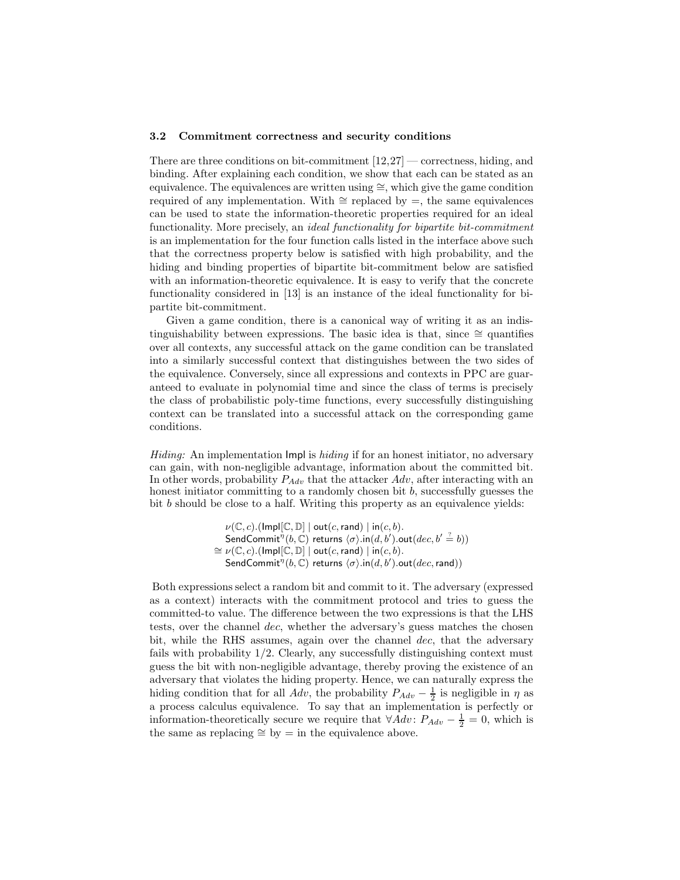### 3.2 Commitment correctness and security conditions

There are three conditions on bit-commitment [12,27] — correctness, hiding, and binding. After explaining each condition, we show that each can be stated as an equivalence. The equivalences are written using $\cong$, which give the game condition required of any implementation. With $\cong$ replaced by $=$, the same equivalences can be used to state the information-theoretic properties required for an ideal functionality. More precisely, an *ideal functionality for bipartite bit-commitment* is an implementation for the four function calls listed in the interface above such that the correctness property below is satisfied with high probability, and the hiding and binding properties of bipartite bit-commitment below are satisfied with an information-theoretic equivalence. It is easy to verify that the concrete functionality considered in [13] is an instance of the ideal functionality for bipartite bit-commitment.

Given a game condition, there is a canonical way of writing it as an indistinguishability between expressions. The basic idea is that, since $\cong$ quantifies over all contexts, any successful attack on the game condition can be translated into a similarly successful context that distinguishes between the two sides of the equivalence. Conversely, since all expressions and contexts in PPC are guaranteed to evaluate in polynomial time and since the class of terms is precisely the class of probabilistic poly-time functions, every successfully distinguishing context can be translated into a successful attack on the corresponding game conditions.

*Hiding:* An implementation $\mathsf{Impl}$ is *hiding* if for an honest initiator, no adversary can gain, with non-negligible advantage, information about the committed bit. In other words, probability $P_{Adv}$ that the attacker $Adv$, after interacting with an honest initiator committing to a randomly chosen bit $b$, successfully guesses the bit $b$ should be close to a half. Writing this property as an equivalence yields:

$$
\begin{aligned}
&\nu(\mathbb{C}, c).(\mathsf{Impl}[\mathbb{C}, \mathbb{D}] \mid \mathsf{out}(c, \mathsf{rand}) \mid \mathsf{in}(c, b).\\
&\quad \mathsf{SendCommit}^{\eta}(b, \mathbb{C}) \text{ returns } \langle \sigma \rangle.\mathsf{in}(d, b').\mathsf{out}(dec, b' \stackrel{?}{=} b))\\
\cong\; &\nu(\mathbb{C}, c).(\mathsf{Impl}[\mathbb{C}, \mathbb{D}] \mid \mathsf{out}(c, \mathsf{rand}) \mid \mathsf{in}(c, b).\\
&\quad \mathsf{SendCommit}^{\eta}(b, \mathbb{C}) \text{ returns } \langle \sigma \rangle.\mathsf{in}(d, b').\mathsf{out}(dec, \mathsf{rand}))
\end{aligned}
$$

Both expressions select a random bit and commit to it. The adversary (expressed as a context) interacts with the commitment protocol and tries to guess the committed-to value. The difference between the two expressions is that the LHS tests, over the channel $dec$, whether the adversary's guess matches the chosen bit, while the RHS assumes, again over the channel $dec$, that the adversary fails with probability 1/2. Clearly, any successfully distinguishing context must guess the bit with non-negligible advantage, thereby proving the existence of an adversary that violates the hiding property. Hence, we can naturally express the hiding condition that for all $Adv$, the probability $P_{Adv} - \frac{1}{2}$ is negligible in $\eta$ as a process calculus equivalence. To say that an implementation is perfectly or information-theoretically secure we require that $\forall Adv\colon P_{Adv} - \frac{1}{2} = 0$, which is the same as replacing $\cong$ by $=$ in the equivalence above.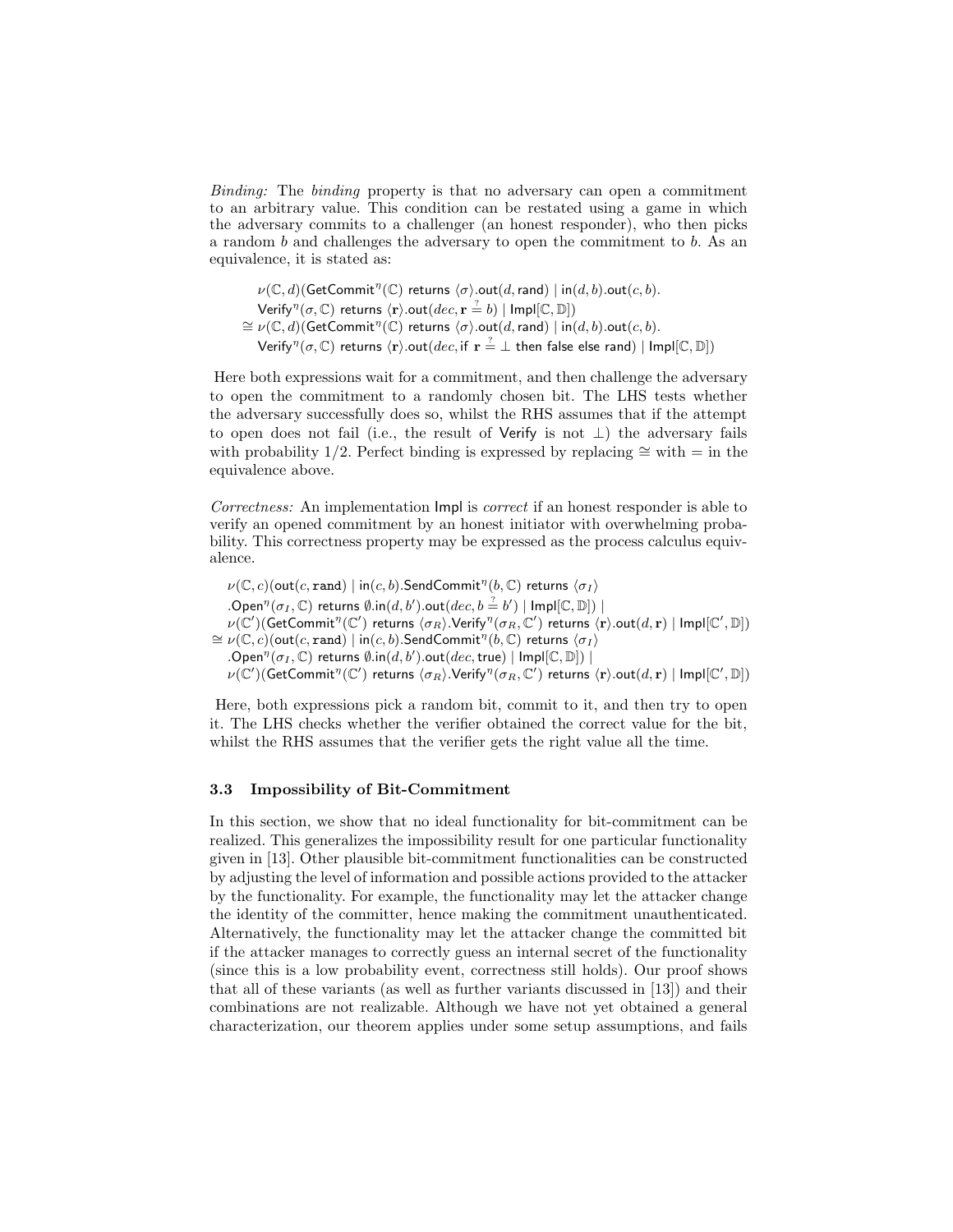*Binding:* The *binding* property is that no adversary can open a commitment to an arbitrary value. This condition can be restated using a game in which the adversary commits to a challenger (an honest responder), who then picks a random $b$ and challenges the adversary to open the commitment to $b$. As an equivalence, it is stated as:

$$\begin{aligned}
&\nu(\mathbb{C}, d)(\mathsf{GetCommit}^\eta(\mathbb{C}) \text{ returns } \langle\sigma\rangle.\mathsf{out}(d, \mathsf{rand}) \mid \mathsf{in}(d, b).\mathsf{out}(c, b). \\
&\quad \mathsf{Verify}^\eta(\sigma, \mathbb{C}) \text{ returns } \langle\mathbf{r}\rangle.\mathsf{out}(dec, \mathbf{r} \stackrel{?}{=} b) \mid \mathsf{Impl}[\mathbb{C}, \mathbb{D}]) \\
&\cong \nu(\mathbb{C}, d)(\mathsf{GetCommit}^\eta(\mathbb{C}) \text{ returns } \langle\sigma\rangle.\mathsf{out}(d, \mathsf{rand}) \mid \mathsf{in}(d, b).\mathsf{out}(c, b). \\
&\quad \mathsf{Verify}^\eta(\sigma, \mathbb{C}) \text{ returns } \langle\mathbf{r}\rangle.\mathsf{out}(dec, \text{if } \mathbf{r} \stackrel{?}{=} \bot \text{ then false else rand}) \mid \mathsf{Impl}[\mathbb{C}, \mathbb{D}])
\end{aligned}$$

Here both expressions wait for a commitment, and then challenge the adversary to open the commitment to a randomly chosen bit. The LHS tests whether the adversary successfully does so, whilst the RHS assumes that if the attempt to open does not fail (i.e., the result of Verify is not $\bot$) the adversary fails with probability 1/2. Perfect binding is expressed by replacing $\cong$ with $=$ in the equivalence above.

*Correctness:* An implementation Impl is *correct* if an honest responder is able to verify an opened commitment by an honest initiator with overwhelming probability. This correctness property may be expressed as the process calculus equivalence.

$$\begin{aligned}
&\nu(\mathbb{C}, c)(\mathsf{out}(c, \mathtt{rand}) \mid \mathsf{in}(c, b).\mathsf{SendCommit}^\eta(b, \mathbb{C}) \text{ returns } \langle\sigma_I\rangle \\
&\quad .\mathsf{Open}^\eta(\sigma_I, \mathbb{C}) \text{ returns } \emptyset.\mathsf{in}(d, b').\mathsf{out}(dec, b \stackrel{?}{=} b') \mid \mathsf{Impl}[\mathbb{C}, \mathbb{D}]) \mid \\
&\quad \nu(\mathbb{C}')(\mathsf{GetCommit}^\eta(\mathbb{C}') \text{ returns } \langle\sigma_R\rangle.\mathsf{Verify}^\eta(\sigma_R, \mathbb{C}') \text{ returns } \langle\mathbf{r}\rangle.\mathsf{out}(d, \mathbf{r}) \mid \mathsf{Impl}[\mathbb{C}', \mathbb{D}]) \\
&\cong \nu(\mathbb{C}, c)(\mathsf{out}(c, \mathtt{rand}) \mid \mathsf{in}(c, b).\mathsf{SendCommit}^\eta(b, \mathbb{C}) \text{ returns } \langle\sigma_I\rangle \\
&\quad .\mathsf{Open}^\eta(\sigma_I, \mathbb{C}) \text{ returns } \emptyset.\mathsf{in}(d, b').\mathsf{out}(dec, \mathsf{true}) \mid \mathsf{Impl}[\mathbb{C}, \mathbb{D}]) \mid \\
&\quad \nu(\mathbb{C}')(\mathsf{GetCommit}^\eta(\mathbb{C}') \text{ returns } \langle\sigma_R\rangle.\mathsf{Verify}^\eta(\sigma_R, \mathbb{C}') \text{ returns } \langle\mathbf{r}\rangle.\mathsf{out}(d, \mathbf{r}) \mid \mathsf{Impl}[\mathbb{C}', \mathbb{D}])
\end{aligned}$$

Here, both expressions pick a random bit, commit to it, and then try to open it. The LHS checks whether the verifier obtained the correct value for the bit, whilst the RHS assumes that the verifier gets the right value all the time.

### 3.3 Impossibility of Bit-Commitment

In this section, we show that no ideal functionality for bit-commitment can be realized. This generalizes the impossibility result for one particular functionality given in [13]. Other plausible bit-commitment functionalities can be constructed by adjusting the level of information and possible actions provided to the attacker by the functionality. For example, the functionality may let the attacker change the identity of the committer, hence making the commitment unauthenticated. Alternatively, the functionality may let the attacker change the committed bit if the attacker manages to correctly guess an internal secret of the functionality (since this is a low probability event, correctness still holds). Our proof shows that all of these variants (as well as further variants discussed in [13]) and their combinations are not realizable. Although we have not yet obtained a general characterization, our theorem applies under some setup assumptions, and fails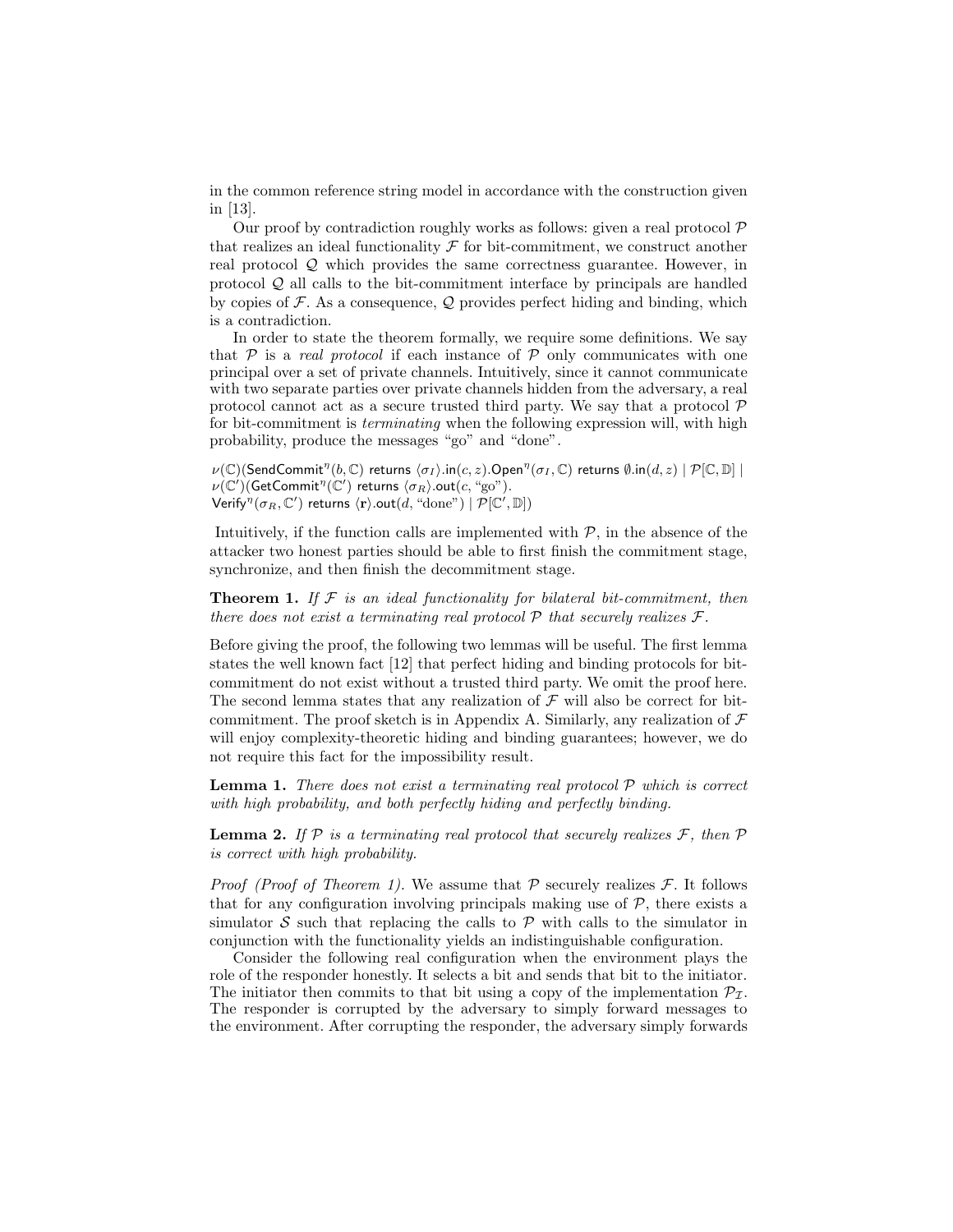in the common reference string model in accordance with the construction given in [13].

Our proof by contradiction roughly works as follows: given a real protocol $\mathcal{P}$ that realizes an ideal functionality $\mathcal{F}$ for bit-commitment, we construct another real protocol $\mathcal{Q}$ which provides the same correctness guarantee. However, in protocol $\mathcal{Q}$ all calls to the bit-commitment interface by principals are handled by copies of $\mathcal{F}$. As a consequence, $\mathcal{Q}$ provides perfect hiding and binding, which is a contradiction.

In order to state the theorem formally, we require some definitions. We say that $\mathcal{P}$ is a *real protocol* if each instance of $\mathcal{P}$ only communicates with one principal over a set of private channels. Intuitively, since it cannot communicate with two separate parties over private channels hidden from the adversary, a real protocol cannot act as a secure trusted third party. We say that a protocol $\mathcal{P}$ for bit-commitment is *terminating* when the following expression will, with high probability, produce the messages "go" and "done".

$\nu(\mathbb{C})(\mathsf{SendCommit}^\eta(b, \mathbb{C})$ returns $\langle \sigma_I \rangle.\mathsf{in}(c, z).\mathsf{Open}^\eta(\sigma_I, \mathbb{C})$ returns $\emptyset.\mathsf{in}(d, z) \mid \mathcal{P}[\mathbb{C}, \mathbb{D}] \mid$
$\nu(\mathbb{C}')(\mathsf{GetCommit}^\eta(\mathbb{C}')$ returns $\langle \sigma_R \rangle.\mathsf{out}(c, \text{"go"})$.
$\mathsf{Verify}^\eta(\sigma_R, \mathbb{C}')$ returns $\langle \mathbf{r} \rangle.\mathsf{out}(d, \text{"done"}) \mid \mathcal{P}[\mathbb{C}', \mathbb{D}])$

Intuitively, if the function calls are implemented with $\mathcal{P}$, in the absence of the attacker two honest parties should be able to first finish the commitment stage, synchronize, and then finish the decommitment stage.

**Theorem 1.** *If $\mathcal{F}$ is an ideal functionality for bilateral bit-commitment, then there does not exist a terminating real protocol $\mathcal{P}$ that securely realizes $\mathcal{F}$.*

Before giving the proof, the following two lemmas will be useful. The first lemma states the well known fact [12] that perfect hiding and binding protocols for bit-commitment do not exist without a trusted third party. We omit the proof here. The second lemma states that any realization of $\mathcal{F}$ will also be correct for bit-commitment. The proof sketch is in Appendix A. Similarly, any realization of $\mathcal{F}$ will enjoy complexity-theoretic hiding and binding guarantees; however, we do not require this fact for the impossibility result.

**Lemma 1.** *There does not exist a terminating real protocol $\mathcal{P}$ which is correct with high probability, and both perfectly hiding and perfectly binding.*

**Lemma 2.** *If $\mathcal{P}$ is a terminating real protocol that securely realizes $\mathcal{F}$, then $\mathcal{P}$ is correct with high probability.*

*Proof (Proof of Theorem 1).* We assume that $\mathcal{P}$ securely realizes $\mathcal{F}$. It follows that for any configuration involving principals making use of $\mathcal{P}$, there exists a simulator $\mathcal{S}$ such that replacing the calls to $\mathcal{P}$ with calls to the simulator in conjunction with the functionality yields an indistinguishable configuration.

Consider the following real configuration when the environment plays the role of the responder honestly. It selects a bit and sends that bit to the initiator. The initiator then commits to that bit using a copy of the implementation $\mathcal{P}_\mathcal{I}$. The responder is corrupted by the adversary to simply forward messages to the environment. After corrupting the responder, the adversary simply forwards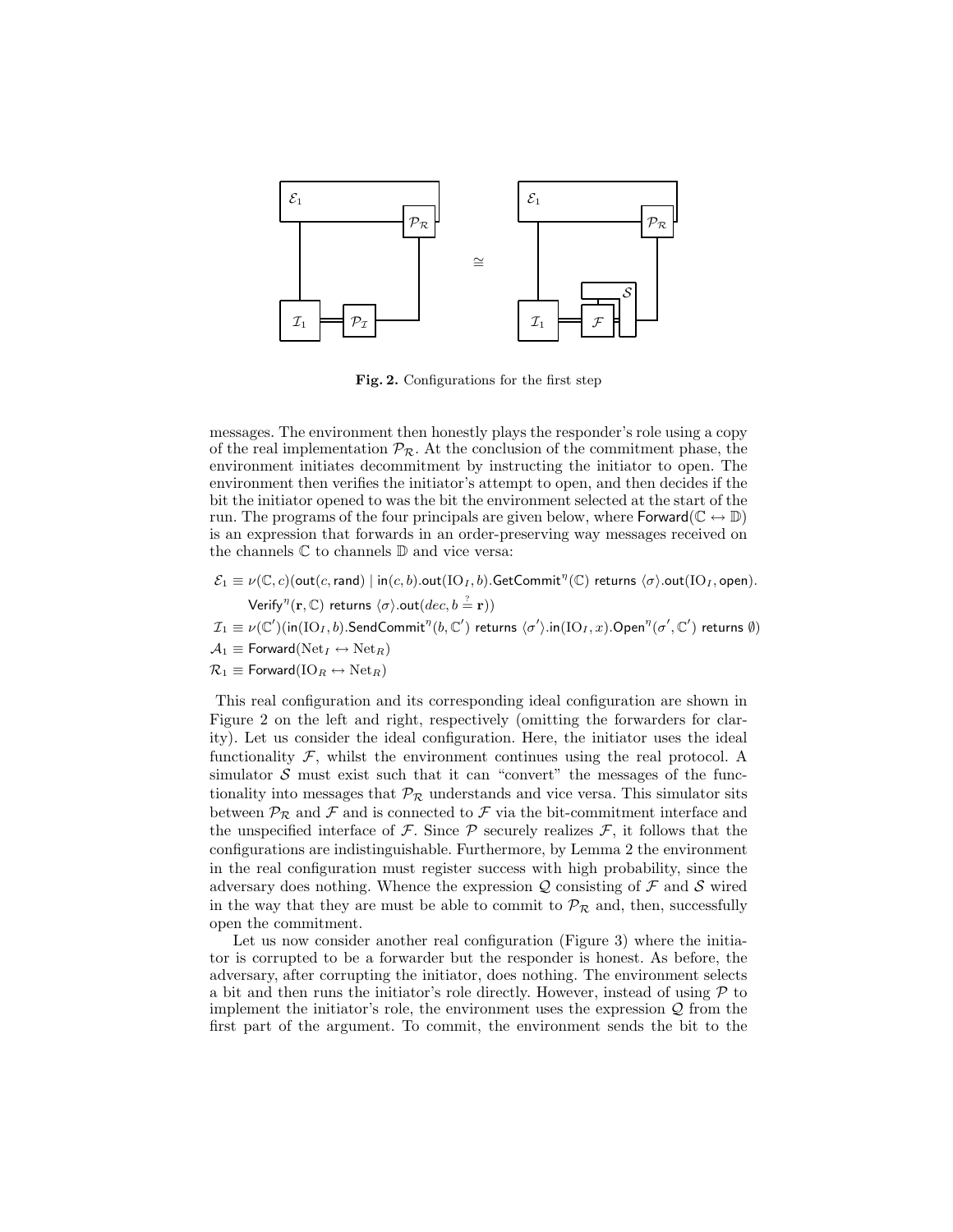Fig. 2. Configurations for the first step

messages. The environment then honestly plays the responder's role using a copy of the real implementation $\mathcal{P}_{\mathcal{R}}$. At the conclusion of the commitment phase, the environment initiates decommitment by instructing the initiator to open. The environment then verifies the initiator's attempt to open, and then decides if the bit the initiator opened to was the bit the environment selected at the start of the run. The programs of the four principals are given below, where $\mathsf{Forward}(\mathbb{C} \leftrightarrow \mathbb{D})$ is an expression that forwards in an order-preserving way messages received on the channels $\mathbb{C}$ to channels $\mathbb{D}$ and vice versa:

$$\mathcal{E}_1 \equiv \nu(\mathbb{C}, c)(\mathsf{out}(c, \mathsf{rand}) \mid \mathsf{in}(c, b).\mathsf{out}(\mathrm{IO}_I, b).\mathsf{GetCommit}^{\eta}(\mathbb{C}) \text{ returns } \langle \sigma \rangle.\mathsf{out}(\mathrm{IO}_I, \mathsf{open}).$$
$$\mathsf{Verify}^{\eta}(\mathbf{r}, \mathbb{C}) \text{ returns } \langle \sigma \rangle.\mathsf{out}(dec, b \stackrel{?}{=} \mathbf{r}))$$
$$\mathcal{I}_1 \equiv \nu(\mathbb{C}')(\mathsf{in}(\mathrm{IO}_I, b).\mathsf{SendCommit}^{\eta}(b, \mathbb{C}') \text{ returns } \langle \sigma' \rangle.\mathsf{in}(\mathrm{IO}_I, x).\mathsf{Open}^{\eta}(\sigma', \mathbb{C}') \text{ returns } \emptyset)$$
$$\mathcal{A}_1 \equiv \mathsf{Forward}(\mathrm{Net}_I \leftrightarrow \mathrm{Net}_R)$$
$$\mathcal{R}_1 \equiv \mathsf{Forward}(\mathrm{IO}_R \leftrightarrow \mathrm{Net}_R)$$

This real configuration and its corresponding ideal configuration are shown in Figure 2 on the left and right, respectively (omitting the forwarders for clarity). Let us consider the ideal configuration. Here, the initiator uses the ideal functionality $\mathcal{F}$, whilst the environment continues using the real protocol. A simulator $\mathcal{S}$ must exist such that it can "convert" the messages of the functionality into messages that $\mathcal{P}_{\mathcal{R}}$ understands and vice versa. This simulator sits between $\mathcal{P}_{\mathcal{R}}$ and $\mathcal{F}$ and is connected to $\mathcal{F}$ via the bit-commitment interface and the unspecified interface of $\mathcal{F}$. Since $\mathcal{P}$ securely realizes $\mathcal{F}$, it follows that the configurations are indistinguishable. Furthermore, by Lemma 2 the environment in the real configuration must register success with high probability, since the adversary does nothing. Whence the expression $\mathcal{Q}$ consisting of $\mathcal{F}$ and $\mathcal{S}$ wired in the way that they are must be able to commit to $\mathcal{P}_{\mathcal{R}}$ and, then, successfully open the commitment.

Let us now consider another real configuration (Figure 3) where the initiator is corrupted to be a forwarder but the responder is honest. As before, the adversary, after corrupting the initiator, does nothing. The environment selects a bit and then runs the initiator's role directly. However, instead of using $\mathcal{P}$ to implement the initiator's role, the environment uses the expression $\mathcal{Q}$ from the first part of the argument. To commit, the environment sends the bit to the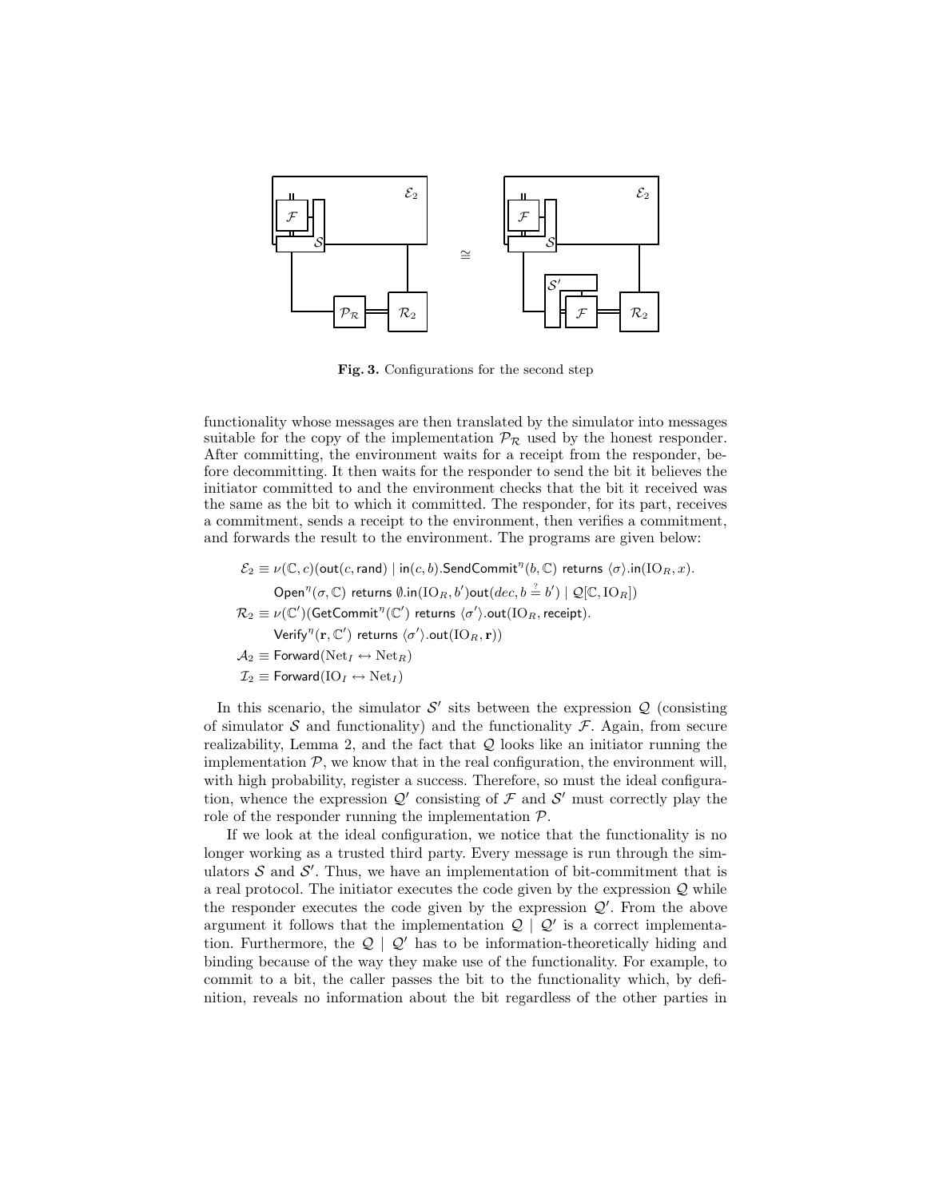**Fig. 3.** Configurations for the second step

functionality whose messages are then translated by the simulator into messages suitable for the copy of the implementation $\mathcal{P}_{\mathcal{R}}$ used by the honest responder. After committing, the environment waits for a receipt from the responder, before decommitting. It then waits for the responder to send the bit it believes the initiator committed to and the environment checks that the bit it received was the same as the bit to which it committed. The responder, for its part, receives a commitment, sends a receipt to the environment, then verifies a commitment, and forwards the result to the environment. The programs are given below:

$$\mathcal{E}_2 \equiv \nu(\mathbb{C}, c)(\mathsf{out}(c, \mathsf{rand}) \mid \mathsf{in}(c, b).\mathsf{SendCommit}^{\eta}(b, \mathbb{C}) \text{ returns } \langle\sigma\rangle.\mathsf{in}(\mathrm{IO}_R, x).$$
$$\mathsf{Open}^{\eta}(\sigma, \mathbb{C}) \text{ returns } \emptyset.\mathsf{in}(\mathrm{IO}_R, b')\mathsf{out}(dec, b \stackrel{?}{=} b') \mid \mathcal{Q}[\mathbb{C}, \mathrm{IO}_R])$$
$$\mathcal{R}_2 \equiv \nu(\mathbb{C}')(\mathsf{GetCommit}^{\eta}(\mathbb{C}') \text{ returns } \langle\sigma'\rangle.\mathsf{out}(\mathrm{IO}_R, \mathsf{receipt}).$$
$$\mathsf{Verify}^{\eta}(\mathbf{r}, \mathbb{C}') \text{ returns } \langle\sigma'\rangle.\mathsf{out}(\mathrm{IO}_R, \mathbf{r}))$$
$$\mathcal{A}_2 \equiv \mathsf{Forward}(\mathrm{Net}_I \leftrightarrow \mathrm{Net}_R)$$
$$\mathcal{I}_2 \equiv \mathsf{Forward}(\mathrm{IO}_I \leftrightarrow \mathrm{Net}_I)$$

In this scenario, the simulator $\mathcal{S}'$ sits between the expression $\mathcal{Q}$ (consisting of simulator $\mathcal{S}$ and functionality) and the functionality $\mathcal{F}$. Again, from secure realizability, Lemma 2, and the fact that $\mathcal{Q}$ looks like an initiator running the implementation $\mathcal{P}$, we know that in the real configuration, the environment will, with high probability, register a success. Therefore, so must the ideal configuration, whence the expression $\mathcal{Q}'$ consisting of $\mathcal{F}$ and $\mathcal{S}'$ must correctly play the role of the responder running the implementation $\mathcal{P}$.

If we look at the ideal configuration, we notice that the functionality is no longer working as a trusted third party. Every message is run through the simulators $\mathcal{S}$ and $\mathcal{S}'$. Thus, we have an implementation of bit-commitment that is a real protocol. The initiator executes the code given by the expression $\mathcal{Q}$ while the responder executes the code given by the expression $\mathcal{Q}'$. From the above argument it follows that the implementation $\mathcal{Q} \mid \mathcal{Q}'$ is a correct implementation. Furthermore, the $\mathcal{Q} \mid \mathcal{Q}'$ has to be information-theoretically hiding and binding because of the way they make use of the functionality. For example, to commit to a bit, the caller passes the bit to the functionality which, by definition, reveals no information about the bit regardless of the other parties in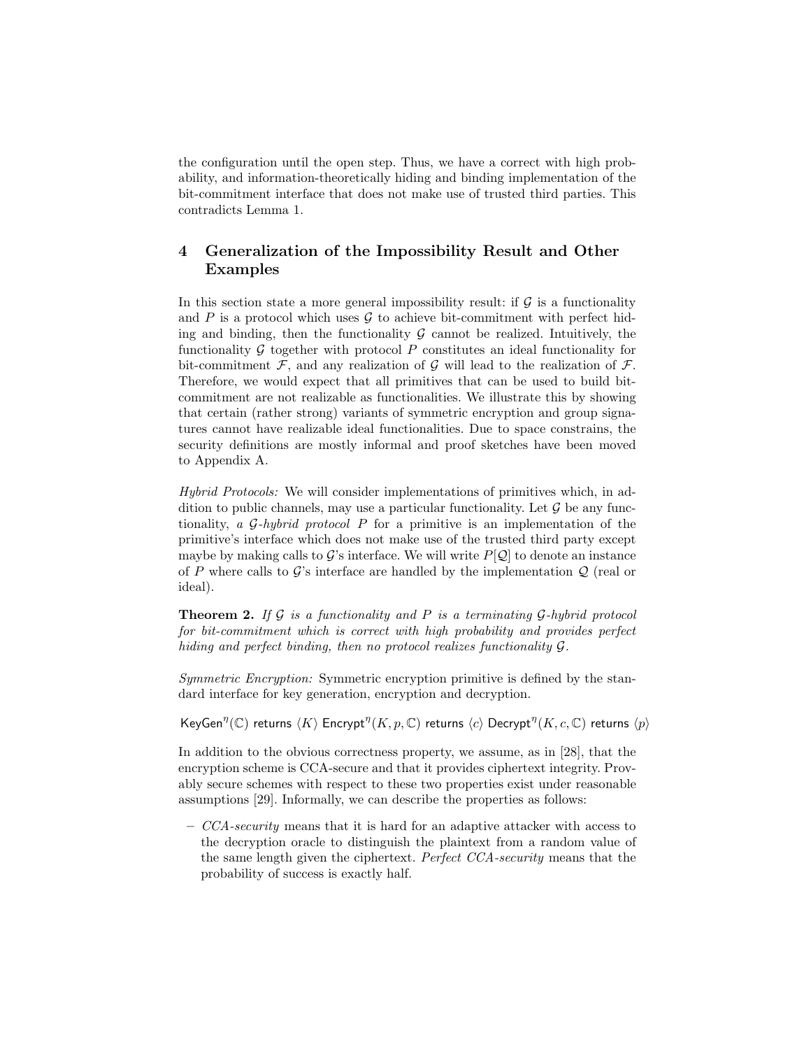the configuration until the open step. Thus, we have a correct with high probability, and information-theoretically hiding and binding implementation of the bit-commitment interface that does not make use of trusted third parties. This contradicts Lemma 1.

## 4 Generalization of the Impossibility Result and Other Examples

In this section state a more general impossibility result: if $\mathcal{G}$ is a functionality and $P$ is a protocol which uses $\mathcal{G}$ to achieve bit-commitment with perfect hiding and binding, then the functionality $\mathcal{G}$ cannot be realized. Intuitively, the functionality $\mathcal{G}$ together with protocol $P$ constitutes an ideal functionality for bit-commitment $\mathcal{F}$, and any realization of $\mathcal{G}$ will lead to the realization of $\mathcal{F}$. Therefore, we would expect that all primitives that can be used to build bit-commitment are not realizable as functionalities. We illustrate this by showing that certain (rather strong) variants of symmetric encryption and group signatures cannot have realizable ideal functionalities. Due to space constrains, the security definitions are mostly informal and proof sketches have been moved to Appendix A.

*Hybrid Protocols:* We will consider implementations of primitives which, in addition to public channels, may use a particular functionality. Let $\mathcal{G}$ be any functionality, *a $\mathcal{G}$-hybrid protocol $P$* for a primitive is an implementation of the primitive's interface which does not make use of the trusted third party except maybe by making calls to $\mathcal{G}$'s interface. We will write $P[\mathcal{Q}]$ to denote an instance of $P$ where calls to $\mathcal{G}$'s interface are handled by the implementation $\mathcal{Q}$ (real or ideal).

**Theorem 2.** *If $\mathcal{G}$ is a functionality and $P$ is a terminating $\mathcal{G}$-hybrid protocol for bit-commitment which is correct with high probability and provides perfect hiding and perfect binding, then no protocol realizes functionality $\mathcal{G}$.*

*Symmetric Encryption:* Symmetric encryption primitive is defined by the standard interface for key generation, encryption and decryption.

$\mathsf{KeyGen}^{\eta}(\mathbb{C})$ returns $\langle K\rangle$ $\mathsf{Encrypt}^{\eta}(K, p, \mathbb{C})$ returns $\langle c\rangle$ $\mathsf{Decrypt}^{\eta}(K, c, \mathbb{C})$ returns $\langle p\rangle$

In addition to the obvious correctness property, we assume, as in [28], that the encryption scheme is CCA-secure and that it provides ciphertext integrity. Provably secure schemes with respect to these two properties exist under reasonable assumptions [29]. Informally, we can describe the properties as follows:

- *CCA-security* means that it is hard for an adaptive attacker with access to the decryption oracle to distinguish the plaintext from a random value of the same length given the ciphertext. *Perfect CCA-security* means that the probability of success is exactly half.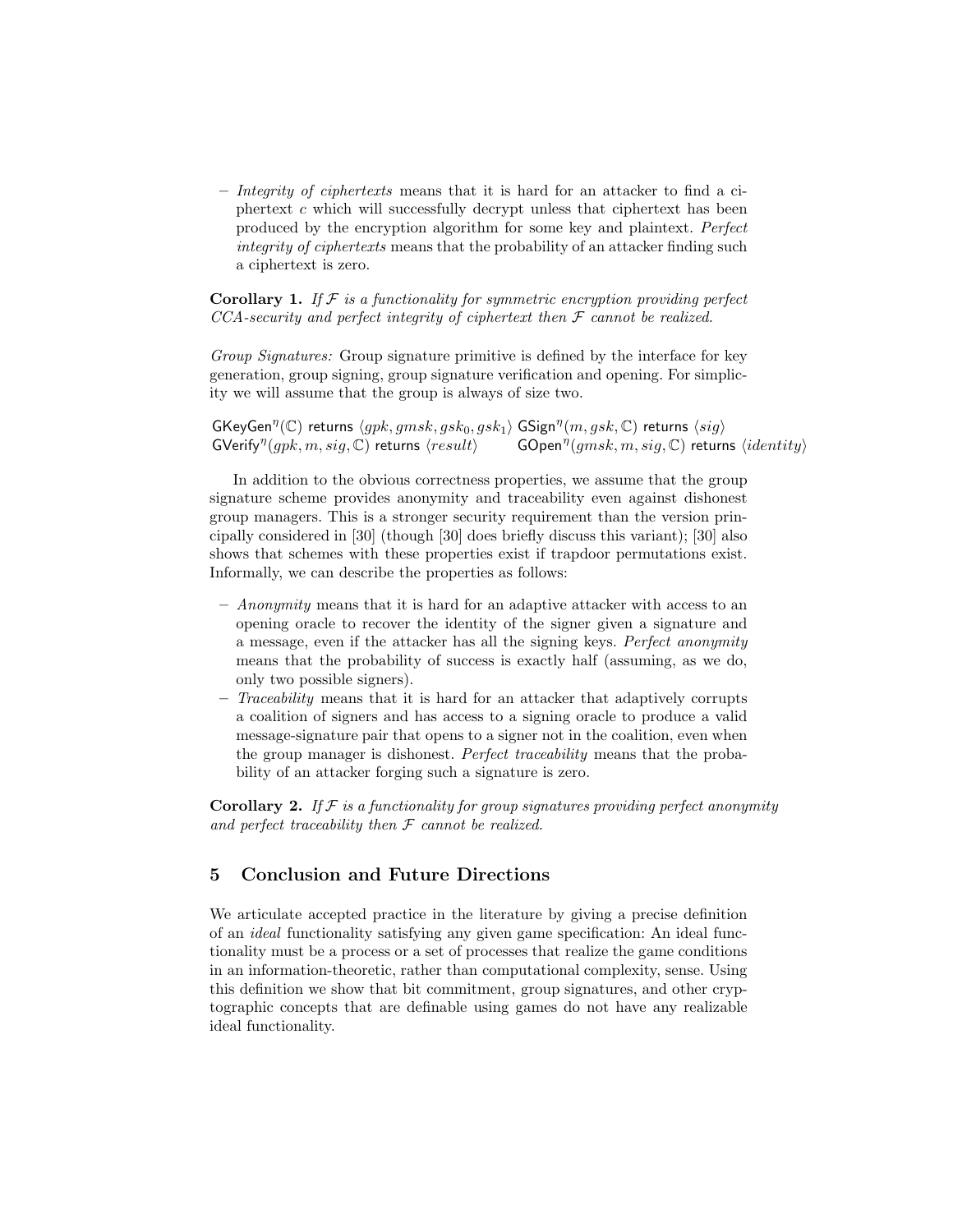- *Integrity of ciphertexts* means that it is hard for an attacker to find a ciphertext $c$ which will successfully decrypt unless that ciphertext has been produced by the encryption algorithm for some key and plaintext. *Perfect integrity of ciphertexts* means that the probability of an attacker finding such a ciphertext is zero.

**Corollary 1.** *If $\mathcal{F}$ is a functionality for symmetric encryption providing perfect CCA-security and perfect integrity of ciphertext then $\mathcal{F}$ cannot be realized.*

*Group Signatures:* Group signature primitive is defined by the interface for key generation, group signing, group signature verification and opening. For simplicity we will assume that the group is always of size two.

$\mathsf{GKeyGen}^\eta(\mathbb{C})$ returns $\langle gpk, gmsk, gsk_0, gsk_1\rangle$ $\mathsf{GSign}^\eta(m, gsk, \mathbb{C})$ returns $\langle sig\rangle$
$\mathsf{GVerify}^\eta(gpk, m, sig, \mathbb{C})$ returns $\langle result\rangle$ $\mathsf{GOpen}^\eta(gmsk, m, sig, \mathbb{C})$ returns $\langle identity\rangle$

In addition to the obvious correctness properties, we assume that the group signature scheme provides anonymity and traceability even against dishonest group managers. This is a stronger security requirement than the version principally considered in [30] (though [30] does briefly discuss this variant); [30] also shows that schemes with these properties exist if trapdoor permutations exist. Informally, we can describe the properties as follows:

- *Anonymity* means that it is hard for an adaptive attacker with access to an opening oracle to recover the identity of the signer given a signature and a message, even if the attacker has all the signing keys. *Perfect anonymity* means that the probability of success is exactly half (assuming, as we do, only two possible signers).
- *Traceability* means that it is hard for an attacker that adaptively corrupts a coalition of signers and has access to a signing oracle to produce a valid message-signature pair that opens to a signer not in the coalition, even when the group manager is dishonest. *Perfect traceability* means that the probability of an attacker forging such a signature is zero.

**Corollary 2.** *If $\mathcal{F}$ is a functionality for group signatures providing perfect anonymity and perfect traceability then $\mathcal{F}$ cannot be realized.*

## 5 Conclusion and Future Directions

We articulate accepted practice in the literature by giving a precise definition of an *ideal* functionality satisfying any given game specification: An ideal functionality must be a process or a set of processes that realize the game conditions in an information-theoretic, rather than computational complexity, sense. Using this definition we show that bit commitment, group signatures, and other cryptographic concepts that are definable using games do not have any realizable ideal functionality.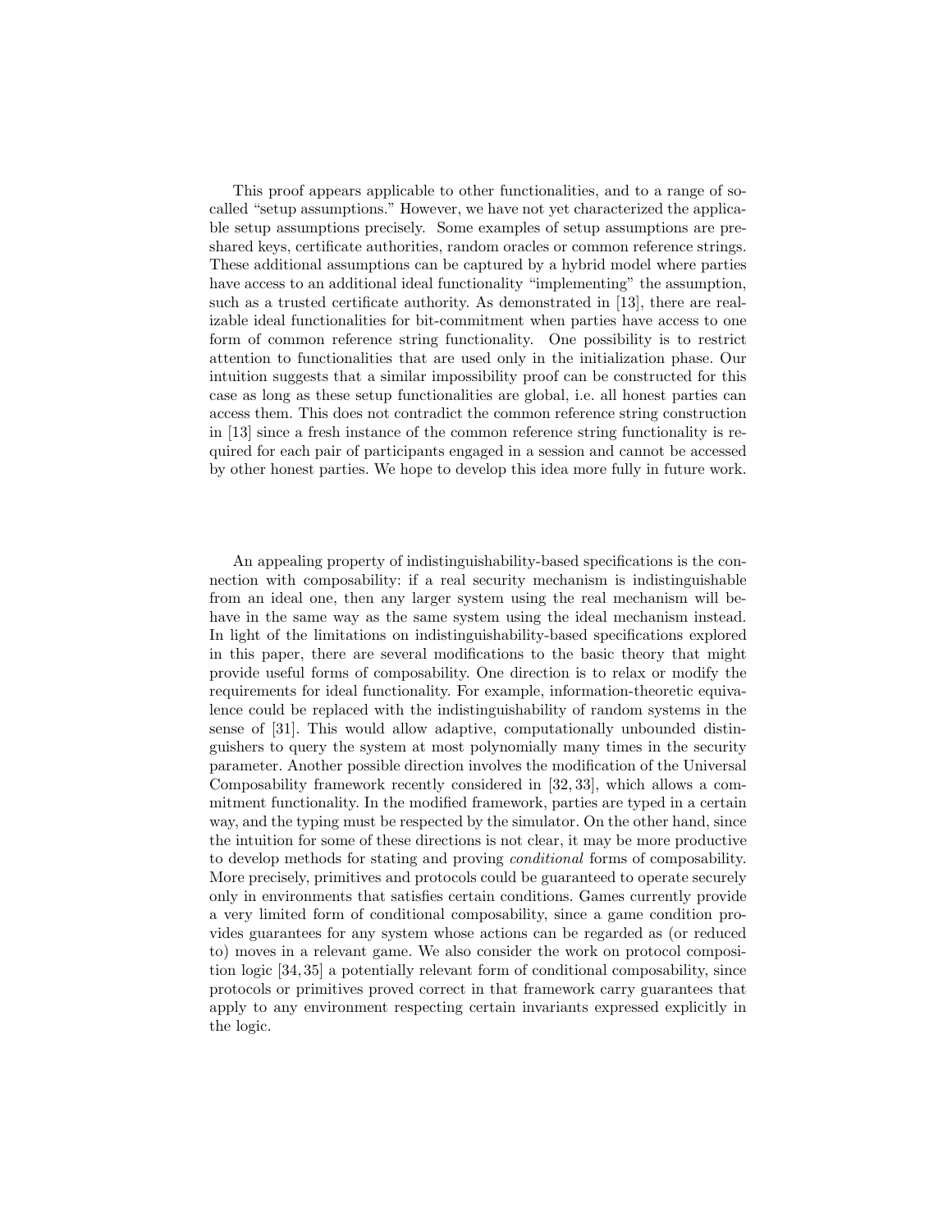This proof appears applicable to other functionalities, and to a range of so-called "setup assumptions." However, we have not yet characterized the applicable setup assumptions precisely. Some examples of setup assumptions are pre-shared keys, certificate authorities, random oracles or common reference strings. These additional assumptions can be captured by a hybrid model where parties have access to an additional ideal functionality "implementing" the assumption, such as a trusted certificate authority. As demonstrated in [13], there are realizable ideal functionalities for bit-commitment when parties have access to one form of common reference string functionality. One possibility is to restrict attention to functionalities that are used only in the initialization phase. Our intuition suggests that a similar impossibility proof can be constructed for this case as long as these setup functionalities are global, i.e. all honest parties can access them. This does not contradict the common reference string construction in [13] since a fresh instance of the common reference string functionality is required for each pair of participants engaged in a session and cannot be accessed by other honest parties. We hope to develop this idea more fully in future work.

An appealing property of indistinguishability-based specifications is the connection with composability: if a real security mechanism is indistinguishable from an ideal one, then any larger system using the real mechanism will behave in the same way as the same system using the ideal mechanism instead. In light of the limitations on indistinguishability-based specifications explored in this paper, there are several modifications to the basic theory that might provide useful forms of composability. One direction is to relax or modify the requirements for ideal functionality. For example, information-theoretic equivalence could be replaced with the indistinguishability of random systems in the sense of [31]. This would allow adaptive, computationally unbounded distinguishers to query the system at most polynomially many times in the security parameter. Another possible direction involves the modification of the Universal Composability framework recently considered in [32, 33], which allows a commitment functionality. In the modified framework, parties are typed in a certain way, and the typing must be respected by the simulator. On the other hand, since the intuition for some of these directions is not clear, it may be more productive to develop methods for stating and proving *conditional* forms of composability. More precisely, primitives and protocols could be guaranteed to operate securely only in environments that satisfies certain conditions. Games currently provide a very limited form of conditional composability, since a game condition provides guarantees for any system whose actions can be regarded as (or reduced to) moves in a relevant game. We also consider the work on protocol composition logic [34, 35] a potentially relevant form of conditional composability, since protocols or primitives proved correct in that framework carry guarantees that apply to any environment respecting certain invariants expressed explicitly in the logic.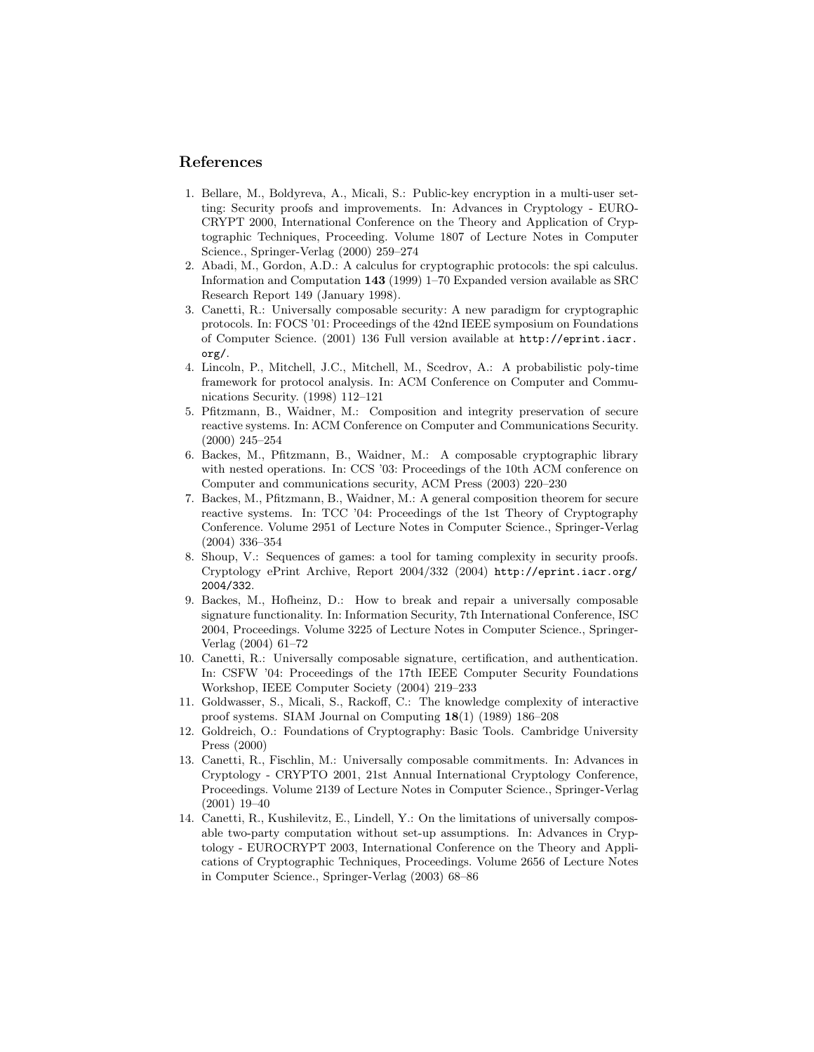## References

1. Bellare, M., Boldyreva, A., Micali, S.: Public-key encryption in a multi-user setting: Security proofs and improvements. In: Advances in Cryptology - EUROCRYPT 2000, International Conference on the Theory and Application of Cryptographic Techniques, Proceeding. Volume 1807 of Lecture Notes in Computer Science., Springer-Verlag (2000) 259–274
2. Abadi, M., Gordon, A.D.: A calculus for cryptographic protocols: the spi calculus. Information and Computation **143** (1999) 1–70 Expanded version available as SRC Research Report 149 (January 1998).
3. Canetti, R.: Universally composable security: A new paradigm for cryptographic protocols. In: FOCS '01: Proceedings of the 42nd IEEE symposium on Foundations of Computer Science. (2001) 136 Full version available at `http://eprint.iacr.org/`.
4. Lincoln, P., Mitchell, J.C., Mitchell, M., Scedrov, A.: A probabilistic poly-time framework for protocol analysis. In: ACM Conference on Computer and Communications Security. (1998) 112–121
5. Pfitzmann, B., Waidner, M.: Composition and integrity preservation of secure reactive systems. In: ACM Conference on Computer and Communications Security. (2000) 245–254
6. Backes, M., Pfitzmann, B., Waidner, M.: A composable cryptographic library with nested operations. In: CCS '03: Proceedings of the 10th ACM conference on Computer and communications security, ACM Press (2003) 220–230
7. Backes, M., Pfitzmann, B., Waidner, M.: A general composition theorem for secure reactive systems. In: TCC '04: Proceedings of the 1st Theory of Cryptography Conference. Volume 2951 of Lecture Notes in Computer Science., Springer-Verlag (2004) 336–354
8. Shoup, V.: Sequences of games: a tool for taming complexity in security proofs. Cryptology ePrint Archive, Report 2004/332 (2004) `http://eprint.iacr.org/2004/332`.
9. Backes, M., Hofheinz, D.: How to break and repair a universally composable signature functionality. In: Information Security, 7th International Conference, ISC 2004, Proceedings. Volume 3225 of Lecture Notes in Computer Science., Springer-Verlag (2004) 61–72
10. Canetti, R.: Universally composable signature, certification, and authentication. In: CSFW '04: Proceedings of the 17th IEEE Computer Security Foundations Workshop, IEEE Computer Society (2004) 219–233
11. Goldwasser, S., Micali, S., Rackoff, C.: The knowledge complexity of interactive proof systems. SIAM Journal on Computing **18**(1) (1989) 186–208
12. Goldreich, O.: Foundations of Cryptography: Basic Tools. Cambridge University Press (2000)
13. Canetti, R., Fischlin, M.: Universally composable commitments. In: Advances in Cryptology - CRYPTO 2001, 21st Annual International Cryptology Conference, Proceedings. Volume 2139 of Lecture Notes in Computer Science., Springer-Verlag (2001) 19–40
14. Canetti, R., Kushilevitz, E., Lindell, Y.: On the limitations of universally composable two-party computation without set-up assumptions. In: Advances in Cryptology - EUROCRYPT 2003, International Conference on the Theory and Applications of Cryptographic Techniques, Proceedings. Volume 2656 of Lecture Notes in Computer Science., Springer-Verlag (2003) 68–86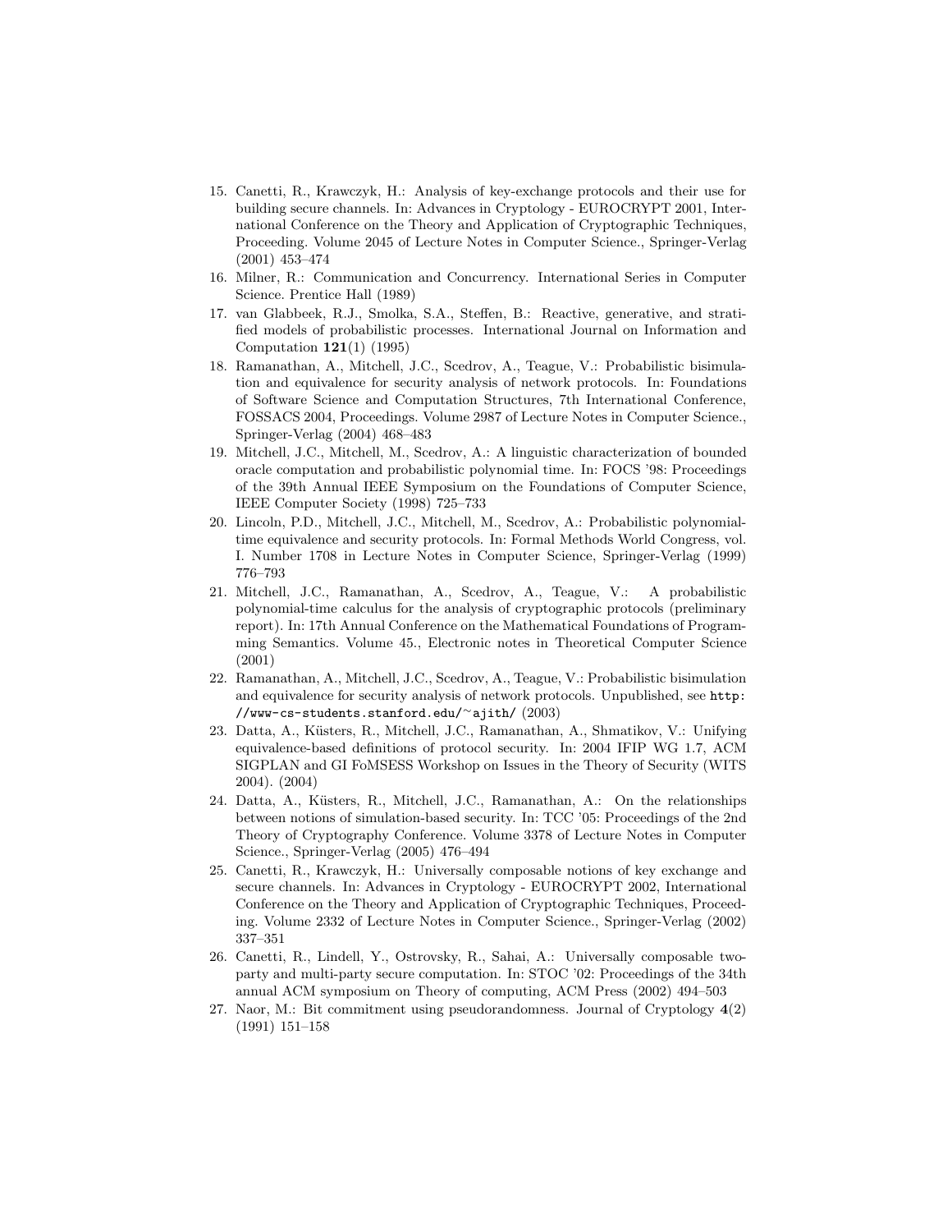15. Canetti, R., Krawczyk, H.: Analysis of key-exchange protocols and their use for building secure channels. In: Advances in Cryptology - EUROCRYPT 2001, International Conference on the Theory and Application of Cryptographic Techniques, Proceeding. Volume 2045 of Lecture Notes in Computer Science., Springer-Verlag (2001) 453–474
16. Milner, R.: Communication and Concurrency. International Series in Computer Science. Prentice Hall (1989)
17. van Glabbeek, R.J., Smolka, S.A., Steffen, B.: Reactive, generative, and stratified models of probabilistic processes. International Journal on Information and Computation **121**(1) (1995)
18. Ramanathan, A., Mitchell, J.C., Scedrov, A., Teague, V.: Probabilistic bisimulation and equivalence for security analysis of network protocols. In: Foundations of Software Science and Computation Structures, 7th International Conference, FOSSACS 2004, Proceedings. Volume 2987 of Lecture Notes in Computer Science., Springer-Verlag (2004) 468–483
19. Mitchell, J.C., Mitchell, M., Scedrov, A.: A linguistic characterization of bounded oracle computation and probabilistic polynomial time. In: FOCS '98: Proceedings of the 39th Annual IEEE Symposium on the Foundations of Computer Science, IEEE Computer Society (1998) 725–733
20. Lincoln, P.D., Mitchell, J.C., Mitchell, M., Scedrov, A.: Probabilistic polynomial-time equivalence and security protocols. In: Formal Methods World Congress, vol. I. Number 1708 in Lecture Notes in Computer Science, Springer-Verlag (1999) 776–793
21. Mitchell, J.C., Ramanathan, A., Scedrov, A., Teague, V.: A probabilistic polynomial-time calculus for the analysis of cryptographic protocols (preliminary report). In: 17th Annual Conference on the Mathematical Foundations of Programming Semantics. Volume 45., Electronic notes in Theoretical Computer Science (2001)
22. Ramanathan, A., Mitchell, J.C., Scedrov, A., Teague, V.: Probabilistic bisimulation and equivalence for security analysis of network protocols. Unpublished, see `http://www-cs-students.stanford.edu/~ajith/` (2003)
23. Datta, A., Küsters, R., Mitchell, J.C., Ramanathan, A., Shmatikov, V.: Unifying equivalence-based definitions of protocol security. In: 2004 IFIP WG 1.7, ACM SIGPLAN and GI FoMSESS Workshop on Issues in the Theory of Security (WITS 2004). (2004)
24. Datta, A., Küsters, R., Mitchell, J.C., Ramanathan, A.: On the relationships between notions of simulation-based security. In: TCC '05: Proceedings of the 2nd Theory of Cryptography Conference. Volume 3378 of Lecture Notes in Computer Science., Springer-Verlag (2005) 476–494
25. Canetti, R., Krawczyk, H.: Universally composable notions of key exchange and secure channels. In: Advances in Cryptology - EUROCRYPT 2002, International Conference on the Theory and Application of Cryptographic Techniques, Proceeding. Volume 2332 of Lecture Notes in Computer Science., Springer-Verlag (2002) 337–351
26. Canetti, R., Lindell, Y., Ostrovsky, R., Sahai, A.: Universally composable two-party and multi-party secure computation. In: STOC '02: Proceedings of the 34th annual ACM symposium on Theory of computing, ACM Press (2002) 494–503
27. Naor, M.: Bit commitment using pseudorandomness. Journal of Cryptology **4**(2) (1991) 151–158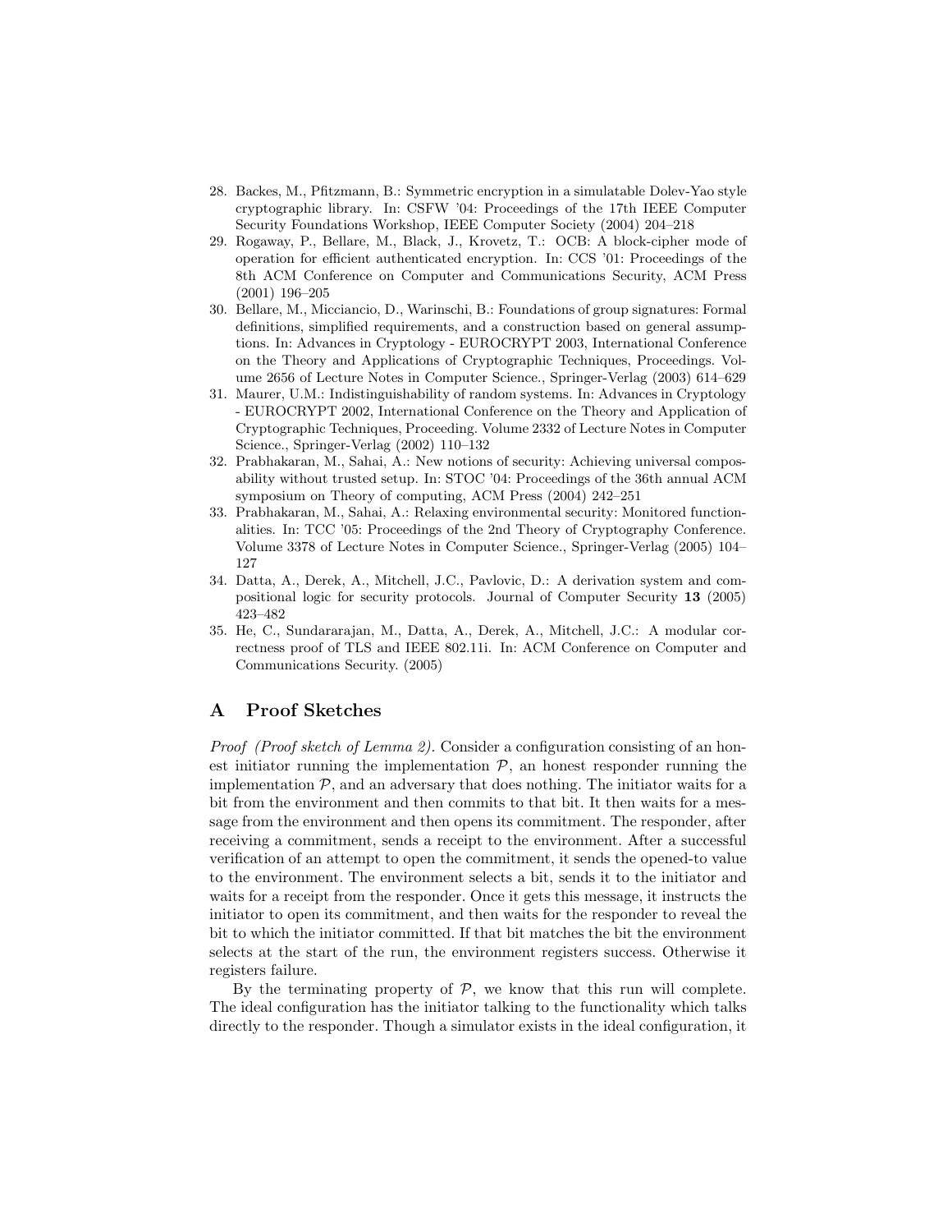28. Backes, M., Pfitzmann, B.: Symmetric encryption in a simulatable Dolev-Yao style cryptographic library. In: CSFW '04: Proceedings of the 17th IEEE Computer Security Foundations Workshop, IEEE Computer Society (2004) 204–218
29. Rogaway, P., Bellare, M., Black, J., Krovetz, T.: OCB: A block-cipher mode of operation for efficient authenticated encryption. In: CCS '01: Proceedings of the 8th ACM Conference on Computer and Communications Security, ACM Press (2001) 196–205
30. Bellare, M., Micciancio, D., Warinschi, B.: Foundations of group signatures: Formal definitions, simplified requirements, and a construction based on general assumptions. In: Advances in Cryptology - EUROCRYPT 2003, International Conference on the Theory and Applications of Cryptographic Techniques, Proceedings. Volume 2656 of Lecture Notes in Computer Science., Springer-Verlag (2003) 614–629
31. Maurer, U.M.: Indistinguishability of random systems. In: Advances in Cryptology - EUROCRYPT 2002, International Conference on the Theory and Application of Cryptographic Techniques, Proceeding. Volume 2332 of Lecture Notes in Computer Science., Springer-Verlag (2002) 110–132
32. Prabhakaran, M., Sahai, A.: New notions of security: Achieving universal composability without trusted setup. In: STOC '04: Proceedings of the 36th annual ACM symposium on Theory of computing, ACM Press (2004) 242–251
33. Prabhakaran, M., Sahai, A.: Relaxing environmental security: Monitored functionalities. In: TCC '05: Proceedings of the 2nd Theory of Cryptography Conference. Volume 3378 of Lecture Notes in Computer Science., Springer-Verlag (2005) 104–127
34. Datta, A., Derek, A., Mitchell, J.C., Pavlovic, D.: A derivation system and compositional logic for security protocols. Journal of Computer Security **13** (2005) 423–482
35. He, C., Sundararajan, M., Datta, A., Derek, A., Mitchell, J.C.: A modular correctness proof of TLS and IEEE 802.11i. In: ACM Conference on Computer and Communications Security. (2005)

## A Proof Sketches

*Proof (Proof sketch of Lemma 2).* Consider a configuration consisting of an honest initiator running the implementation $\mathcal{P}$, an honest responder running the implementation $\mathcal{P}$, and an adversary that does nothing. The initiator waits for a bit from the environment and then commits to that bit. It then waits for a message from the environment and then opens its commitment. The responder, after receiving a commitment, sends a receipt to the environment. After a successful verification of an attempt to open the commitment, it sends the opened-to value to the environment. The environment selects a bit, sends it to the initiator and waits for a receipt from the responder. Once it gets this message, it instructs the initiator to open its commitment, and then waits for the responder to reveal the bit to which the initiator committed. If that bit matches the bit the environment selects at the start of the run, the environment registers success. Otherwise it registers failure.

By the terminating property of $\mathcal{P}$, we know that this run will complete. The ideal configuration has the initiator talking to the functionality which talks directly to the responder. Though a simulator exists in the ideal configuration, it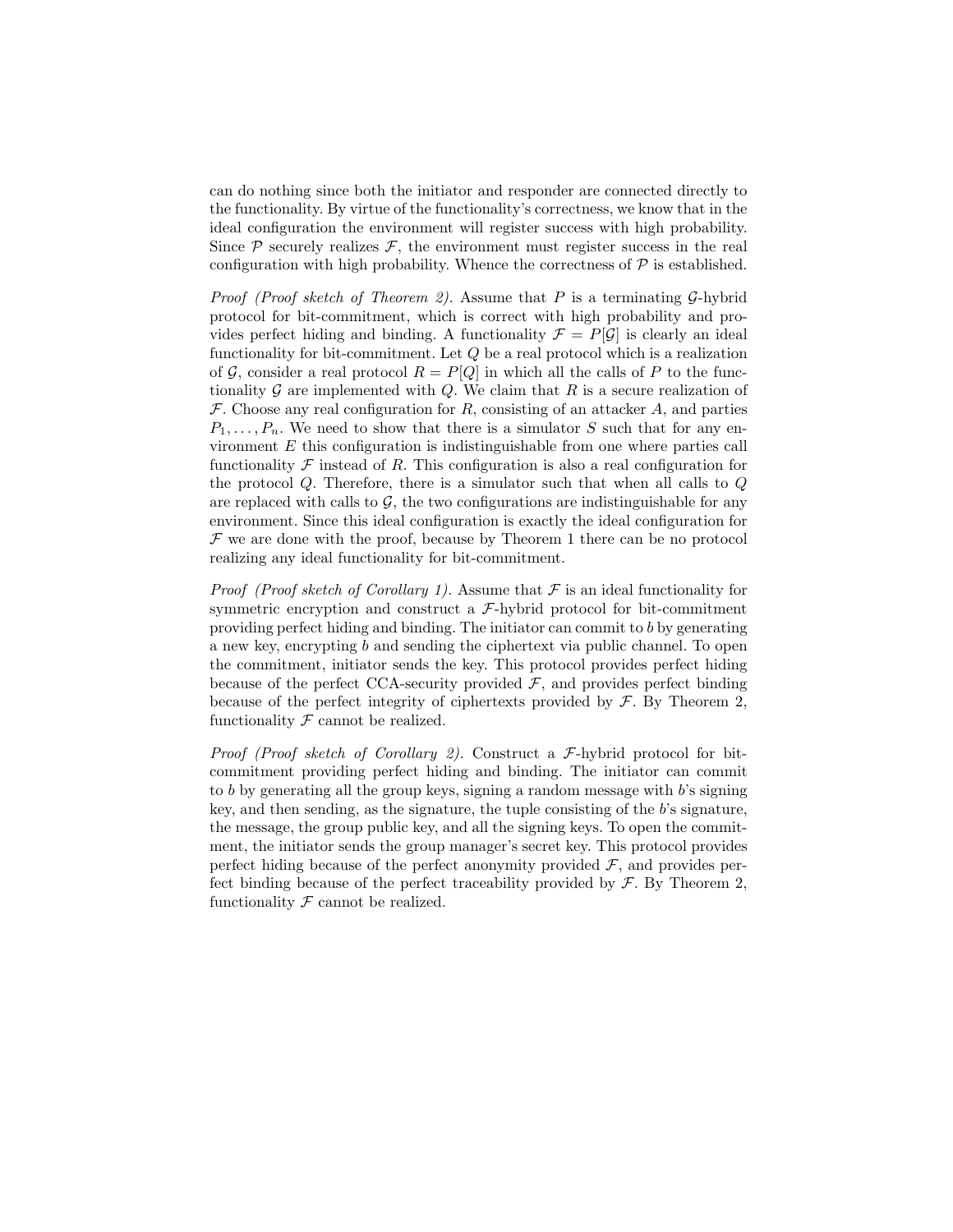can do nothing since both the initiator and responder are connected directly to the functionality. By virtue of the functionality's correctness, we know that in the ideal configuration the environment will register success with high probability. Since $\mathcal{P}$ securely realizes $\mathcal{F}$, the environment must register success in the real configuration with high probability. Whence the correctness of $\mathcal{P}$ is established.

*Proof (Proof sketch of Theorem 2).* Assume that $P$ is a terminating $\mathcal{G}$-hybrid protocol for bit-commitment, which is correct with high probability and provides perfect hiding and binding. A functionality $\mathcal{F} = P[\mathcal{G}]$ is clearly an ideal functionality for bit-commitment. Let $Q$ be a real protocol which is a realization of $\mathcal{G}$, consider a real protocol $R = P[Q]$ in which all the calls of $P$ to the functionality $\mathcal{G}$ are implemented with $Q$. We claim that $R$ is a secure realization of $\mathcal{F}$. Choose any real configuration for $R$, consisting of an attacker $A$, and parties $P_1, \ldots, P_n$. We need to show that there is a simulator $S$ such that for any environment $E$ this configuration is indistinguishable from one where parties call functionality $\mathcal{F}$ instead of $R$. This configuration is also a real configuration for the protocol $Q$. Therefore, there is a simulator such that when all calls to $Q$ are replaced with calls to $\mathcal{G}$, the two configurations are indistinguishable for any environment. Since this ideal configuration is exactly the ideal configuration for $\mathcal{F}$ we are done with the proof, because by Theorem 1 there can be no protocol realizing any ideal functionality for bit-commitment.

*Proof (Proof sketch of Corollary 1).* Assume that $\mathcal{F}$ is an ideal functionality for symmetric encryption and construct a $\mathcal{F}$-hybrid protocol for bit-commitment providing perfect hiding and binding. The initiator can commit to $b$ by generating a new key, encrypting $b$ and sending the ciphertext via public channel. To open the commitment, initiator sends the key. This protocol provides perfect hiding because of the perfect CCA-security provided $\mathcal{F}$, and provides perfect binding because of the perfect integrity of ciphertexts provided by $\mathcal{F}$. By Theorem 2, functionality $\mathcal{F}$ cannot be realized.

*Proof (Proof sketch of Corollary 2).* Construct a $\mathcal{F}$-hybrid protocol for bit-commitment providing perfect hiding and binding. The initiator can commit to $b$ by generating all the group keys, signing a random message with $b$'s signing key, and then sending, as the signature, the tuple consisting of the $b$'s signature, the message, the group public key, and all the signing keys. To open the commitment, the initiator sends the group manager's secret key. This protocol provides perfect hiding because of the perfect anonymity provided $\mathcal{F}$, and provides perfect binding because of the perfect traceability provided by $\mathcal{F}$. By Theorem 2, functionality $\mathcal{F}$ cannot be realized.